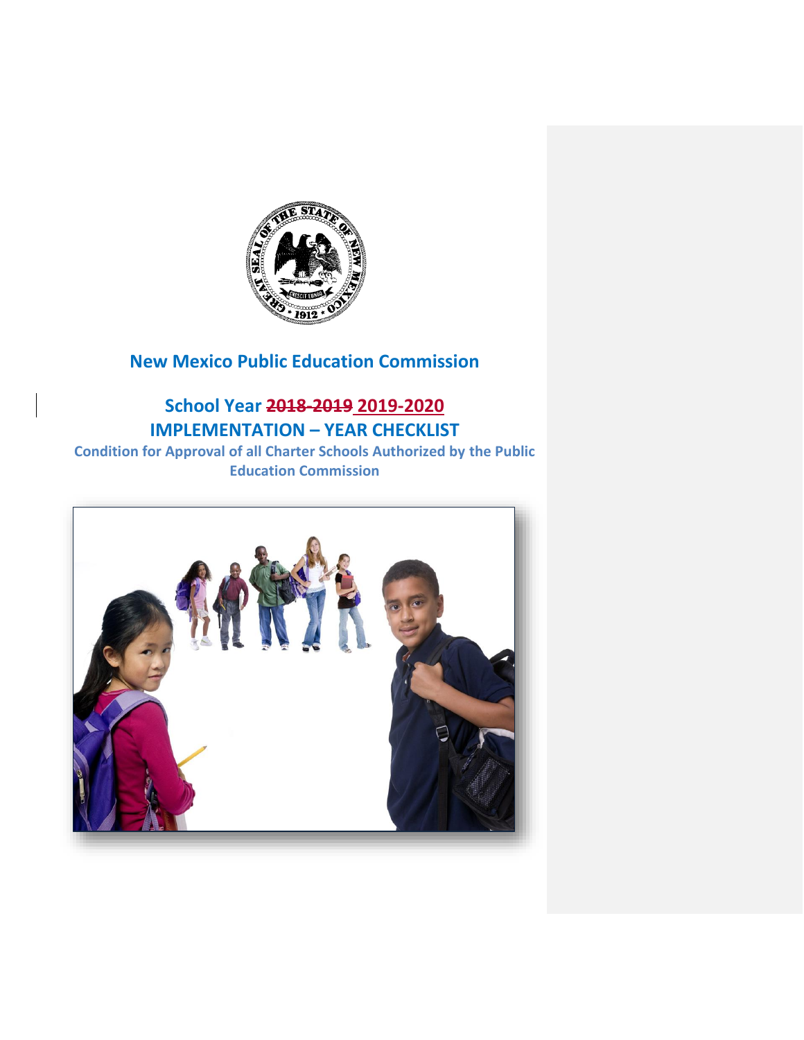# New Mexico Public Education Commission

## School Year ~~2018-2019~~ 2019-2020

## IMPLEMENTATION – YEAR CHECKLIST

**Condition for Approval of all Charter Schools Authorized by the Public Education Commission**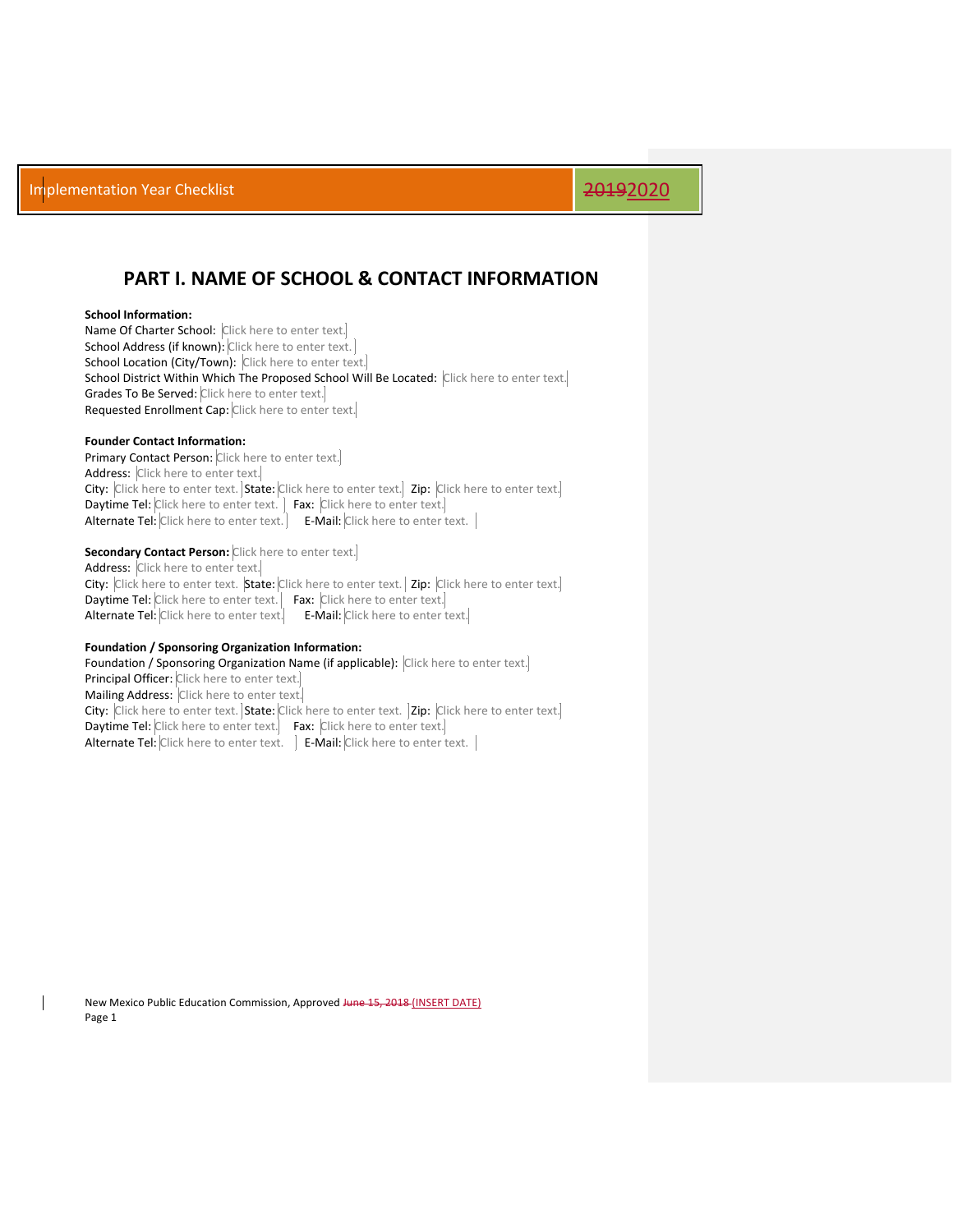Implementation Year Checklist ~~2019~~2020

# PART I. NAME OF SCHOOL & CONTACT INFORMATION

**School Information:**
Name Of Charter School: Click here to enter text.
School Address (if known): Click here to enter text.
School Location (City/Town): Click here to enter text.
School District Within Which The Proposed School Will Be Located: Click here to enter text.
Grades To Be Served: Click here to enter text.
Requested Enrollment Cap: Click here to enter text.

**Founder Contact Information:**
Primary Contact Person: Click here to enter text.
Address: Click here to enter text.
City: Click here to enter text. State: Click here to enter text. Zip: Click here to enter text.
Daytime Tel: Click here to enter text. Fax: Click here to enter text.
Alternate Tel: Click here to enter text. E-Mail: Click here to enter text.

**Secondary Contact Person:** Click here to enter text.
Address: Click here to enter text.
City: Click here to enter text. State: Click here to enter text. Zip: Click here to enter text.
Daytime Tel: Click here to enter text. Fax: Click here to enter text.
Alternate Tel: Click here to enter text. E-Mail: Click here to enter text.

**Foundation / Sponsoring Organization Information:**
Foundation / Sponsoring Organization Name (if applicable): Click here to enter text.
Principal Officer: Click here to enter text.
Mailing Address: Click here to enter text.
City: Click here to enter text. State: Click here to enter text. Zip: Click here to enter text.
Daytime Tel: Click here to enter text. Fax: Click here to enter text.
Alternate Tel: Click here to enter text. E-Mail: Click here to enter text.

New Mexico Public Education Commission, Approved ~~June 15, 2018~~ (INSERT DATE)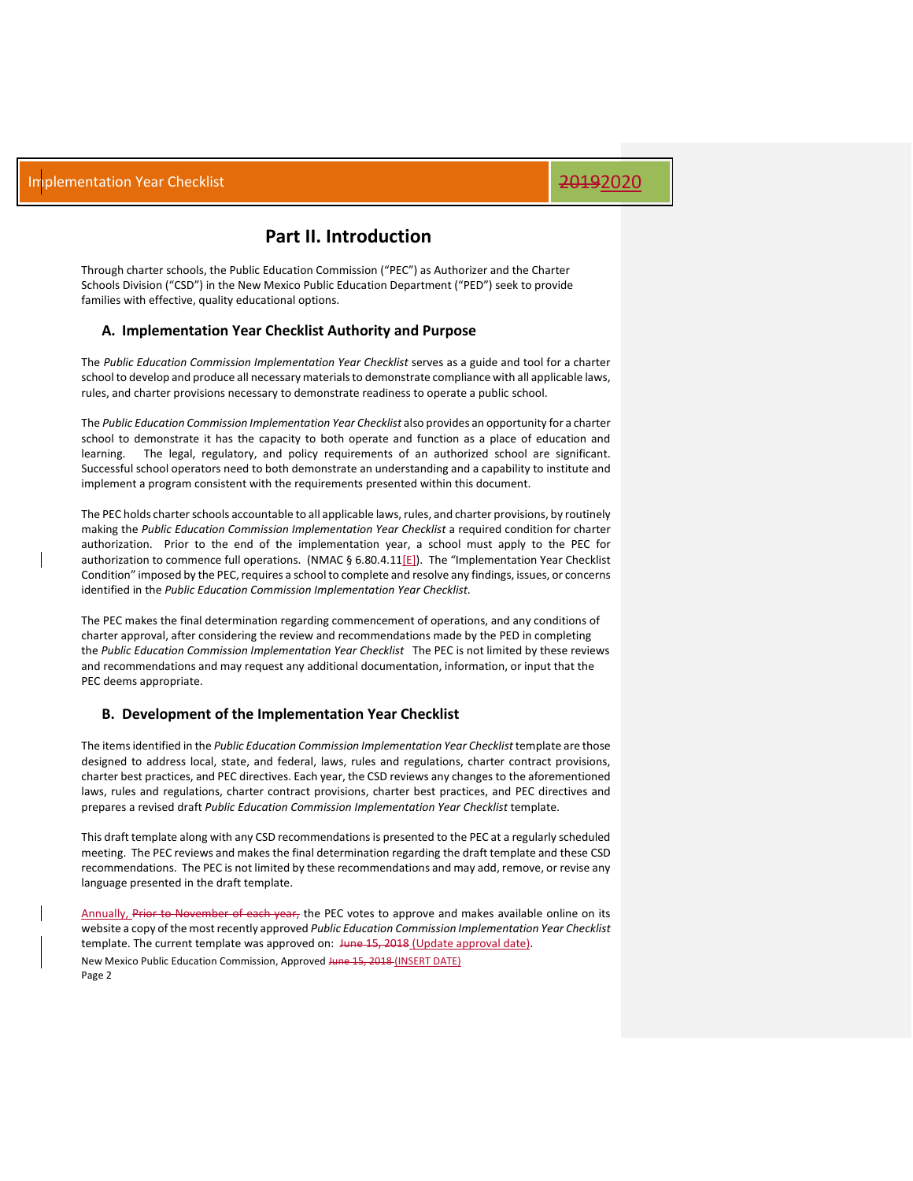# Part II. Introduction

Through charter schools, the Public Education Commission ("PEC") as Authorizer and the Charter Schools Division ("CSD") in the New Mexico Public Education Department ("PED") seek to provide families with effective, quality educational options.

## A. Implementation Year Checklist Authority and Purpose

The *Public Education Commission Implementation Year Checklist* serves as a guide and tool for a charter school to develop and produce all necessary materials to demonstrate compliance with all applicable laws, rules, and charter provisions necessary to demonstrate readiness to operate a public school.

The *Public Education Commission Implementation Year Checklist* also provides an opportunity for a charter school to demonstrate it has the capacity to both operate and function as a place of education and learning. The legal, regulatory, and policy requirements of an authorized school are significant. Successful school operators need to both demonstrate an understanding and a capability to institute and implement a program consistent with the requirements presented within this document.

The PEC holds charter schools accountable to all applicable laws, rules, and charter provisions, by routinely making the *Public Education Commission Implementation Year Checklist* a required condition for charter authorization. Prior to the end of the implementation year, a school must apply to the PEC for authorization to commence full operations. (NMAC § 6.80.4.11[E]). The "Implementation Year Checklist Condition" imposed by the PEC, requires a school to complete and resolve any findings, issues, or concerns identified in the *Public Education Commission Implementation Year Checklist*.

The PEC makes the final determination regarding commencement of operations, and any conditions of charter approval, after considering the review and recommendations made by the PED in completing the *Public Education Commission Implementation Year Checklist* The PEC is not limited by these reviews and recommendations and may request any additional documentation, information, or input that the PEC deems appropriate.

## B. Development of the Implementation Year Checklist

The items identified in the *Public Education Commission Implementation Year Checklist* template are those designed to address local, state, and federal, laws, rules and regulations, charter contract provisions, charter best practices, and PEC directives. Each year, the CSD reviews any changes to the aforementioned laws, rules and regulations, charter contract provisions, charter best practices, and PEC directives and prepares a revised draft *Public Education Commission Implementation Year Checklist* template.

This draft template along with any CSD recommendations is presented to the PEC at a regularly scheduled meeting. The PEC reviews and makes the final determination regarding the draft template and these CSD recommendations. The PEC is not limited by these recommendations and may add, remove, or revise any language presented in the draft template.

Annually, ~~Prior to November of each year,~~ the PEC votes to approve and makes available online on its website a copy of the most recently approved *Public Education Commission Implementation Year Checklist* template. The current template was approved on: ~~June 15, 2018~~ (Update approval date).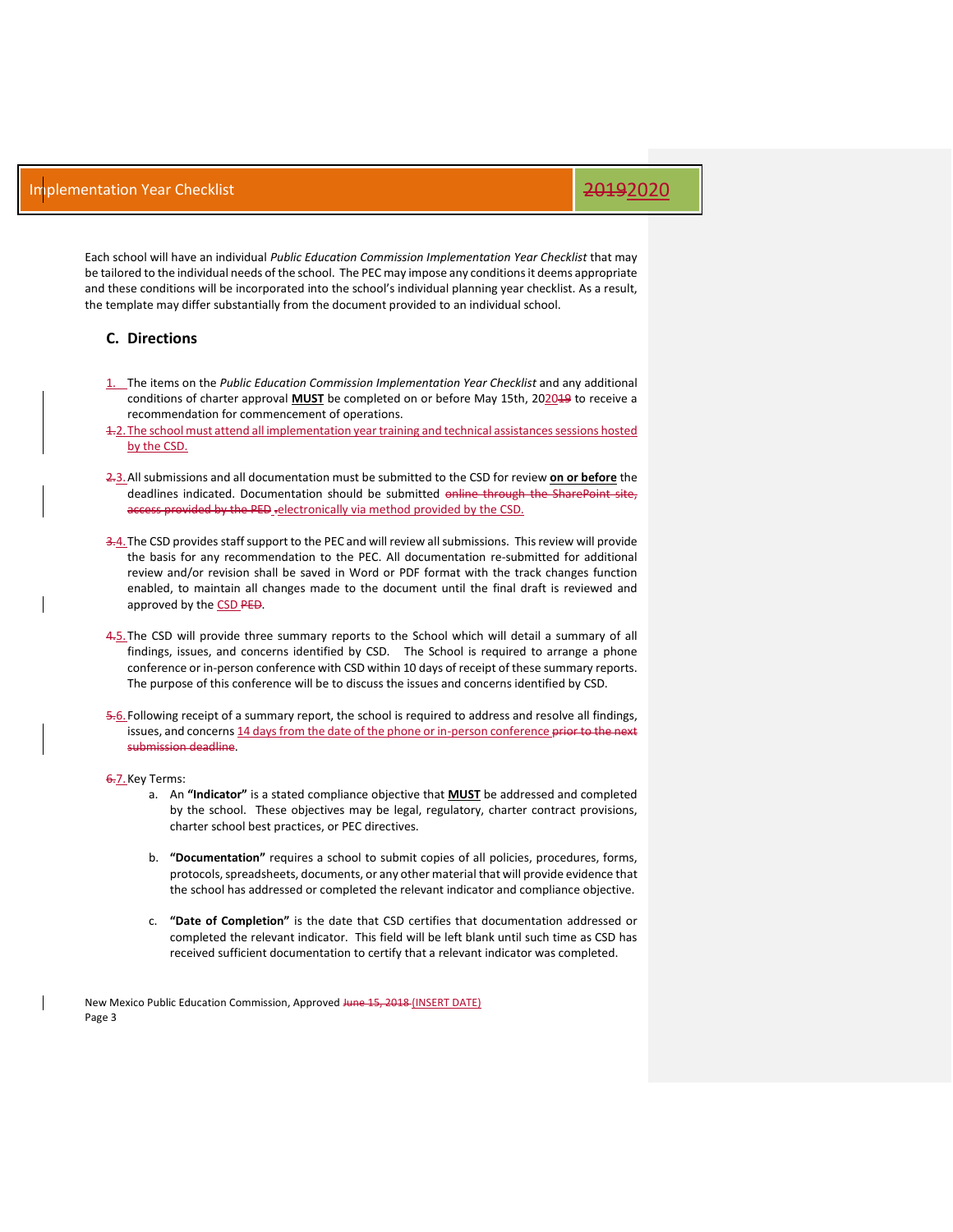Each school will have an individual *Public Education Commission Implementation Year Checklist* that may be tailored to the individual needs of the school. The PEC may impose any conditions it deems appropriate and these conditions will be incorporated into the school's individual planning year checklist. As a result, the template may differ substantially from the document provided to an individual school.

## C. Directions

1. The items on the *Public Education Commission Implementation Year Checklist* and any additional conditions of charter approval **MUST** be completed on or before May 15th, 2020 to receive a recommendation for commencement of operations.
2. The school must attend all implementation year training and technical assistances sessions hosted by the CSD.
3. All submissions and all documentation must be submitted to the CSD for review **on or before** the deadlines indicated. Documentation should be submitted electronically via method provided by the CSD.
4. The CSD provides staff support to the PEC and will review all submissions. This review will provide the basis for any recommendation to the PEC. All documentation re-submitted for additional review and/or revision shall be saved in Word or PDF format with the track changes function enabled, to maintain all changes made to the document until the final draft is reviewed and approved by the CSD.
5. The CSD will provide three summary reports to the School which will detail a summary of all findings, issues, and concerns identified by CSD. The School is required to arrange a phone conference or in-person conference with CSD within 10 days of receipt of these summary reports. The purpose of this conference will be to discuss the issues and concerns identified by CSD.
6. Following receipt of a summary report, the school is required to address and resolve all findings, issues, and concerns 14 days from the date of the phone or in-person conference.
7. Key Terms:
   a. An **"Indicator"** is a stated compliance objective that **MUST** be addressed and completed by the school. These objectives may be legal, regulatory, charter contract provisions, charter school best practices, or PEC directives.
   b. **"Documentation"** requires a school to submit copies of all policies, procedures, forms, protocols, spreadsheets, documents, or any other material that will provide evidence that the school has addressed or completed the relevant indicator and compliance objective.
   c. **"Date of Completion"** is the date that CSD certifies that documentation addressed or completed the relevant indicator. This field will be left blank until such time as CSD has received sufficient documentation to certify that a relevant indicator was completed.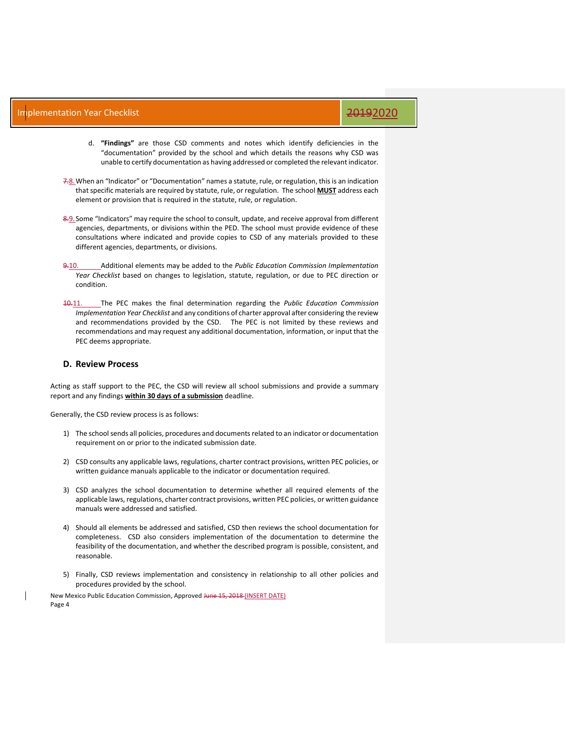d. **"Findings"** are those CSD comments and notes which identify deficiencies in the "documentation" provided by the school and which details the reasons why CSD was unable to certify documentation as having addressed or completed the relevant indicator.

8. When an "Indicator" or "Documentation" names a statute, rule, or regulation, this is an indication that specific materials are required by statute, rule, or regulation. The school **MUST** address each element or provision that is required in the statute, rule, or regulation.

9. Some "Indicators" may require the school to consult, update, and receive approval from different agencies, departments, or divisions within the PED. The school must provide evidence of these consultations where indicated and provide copies to CSD of any materials provided to these different agencies, departments, or divisions.

10. Additional elements may be added to the *Public Education Commission Implementation Year Checklist* based on changes to legislation, statute, regulation, or due to PEC direction or condition.

11. The PEC makes the final determination regarding the *Public Education Commission Implementation Year Checklist* and any conditions of charter approval after considering the review and recommendations provided by the CSD. The PEC is not limited by these reviews and recommendations and may request any additional documentation, information, or input that the PEC deems appropriate.

## D. Review Process

Acting as staff support to the PEC, the CSD will review all school submissions and provide a summary report and any findings **within 30 days of a submission** deadline.

Generally, the CSD review process is as follows:

1) The school sends all policies, procedures and documents related to an indicator or documentation requirement on or prior to the indicated submission date.

2) CSD consults any applicable laws, regulations, charter contract provisions, written PEC policies, or written guidance manuals applicable to the indicator or documentation required.

3) CSD analyzes the school documentation to determine whether all required elements of the applicable laws, regulations, charter contract provisions, written PEC policies, or written guidance manuals were addressed and satisfied.

4) Should all elements be addressed and satisfied, CSD then reviews the school documentation for completeness. CSD also considers implementation of the documentation to determine the feasibility of the documentation, and whether the described program is possible, consistent, and reasonable.

5) Finally, CSD reviews implementation and consistency in relationship to all other policies and procedures provided by the school.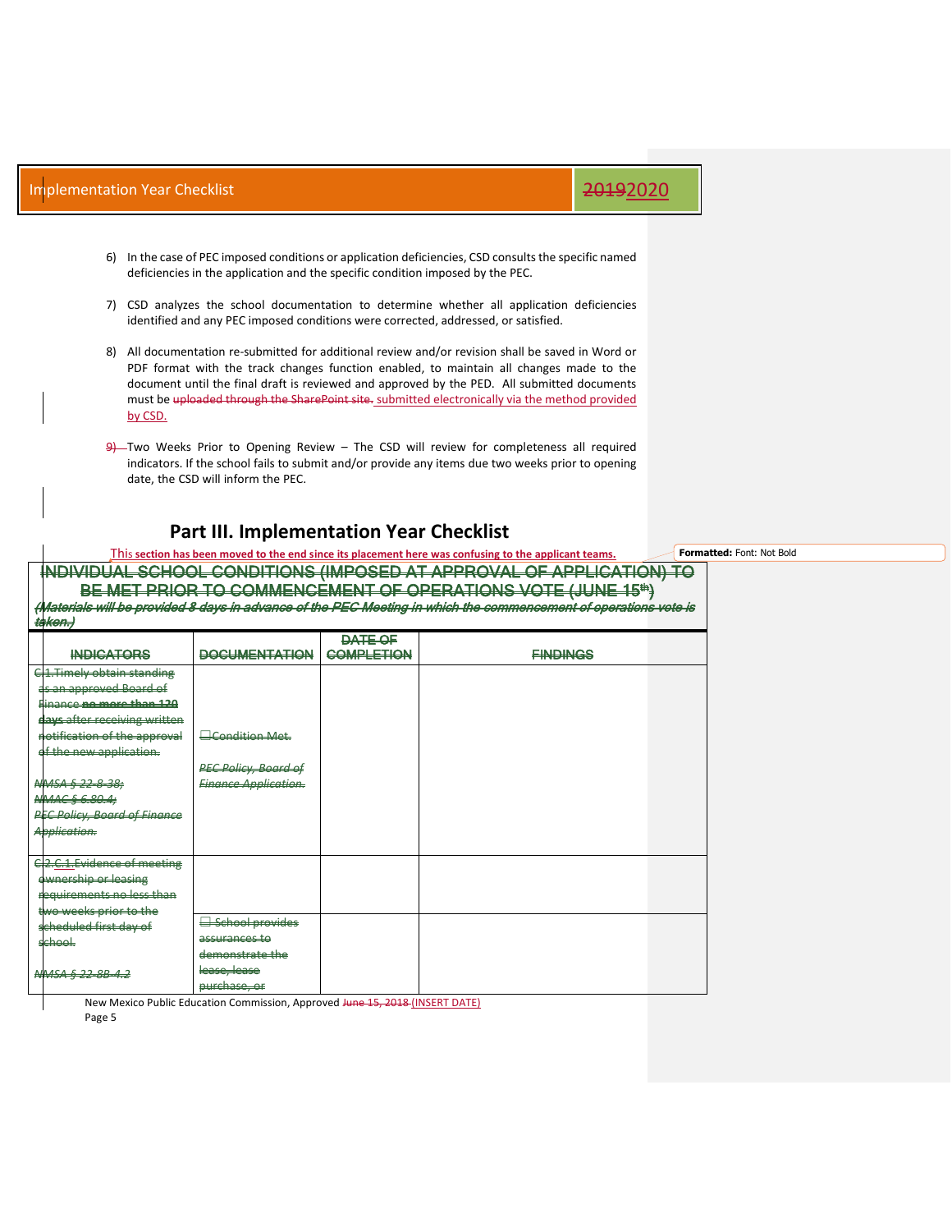6) In the case of PEC imposed conditions or application deficiencies, CSD consults the specific named deficiencies in the application and the specific condition imposed by the PEC.

7) CSD analyzes the school documentation to determine whether all application deficiencies identified and any PEC imposed conditions were corrected, addressed, or satisfied.

8) All documentation re-submitted for additional review and/or revision shall be saved in Word or PDF format with the track changes function enabled, to maintain all changes made to the document until the final draft is reviewed and approved by the PED. All submitted documents must be ~~uploaded through the SharePoint site.~~ submitted electronically via the method provided by CSD.

~~9)~~ Two Weeks Prior to Opening Review – The CSD will review for completeness all required indicators. The school fails to submit and/or provide any items due two weeks prior to opening date, the CSD will inform the PEC.

## Part III. Implementation Year Checklist

This section has been moved to the end since its placement here was confusing to the applicant teams.

~~INDIVIDUAL SCHOOL CONDITIONS (IMPOSED AT APPROVAL OF APPLICATION) TO BE MET PRIOR TO COMMENCEMENT OF OPERATIONS VOTE (JUNE 15th)~~

~~*(Materials will be provided 8 days in advance of the PEC Meeting in which the commencement of operations vote is taken.)*~~

| ~~INDICATORS~~ | ~~DOCUMENTATION~~ | ~~DATE OF COMPLETION~~ | ~~FINDINGS~~ |
|---|---|---|---|
| ~~C.1. Timely obtain standing as an approved Board of Finance **no more than 120 days** after receiving written notification of the approval of the new application.~~<br><br>~~*NMSA § 22-8-38;*~~<br>~~*NMAC § 6.80.4;*~~<br>~~*PEC Policy, Board of Finance Application.*~~ | ~~☐Condition Met.~~<br><br>~~*PEC Policy, Board of Finance Application.*~~ | | |
| ~~C.2.~~ ~~C.1.~~ ~~Evidence of meeting ownership or leasing requirements no less than two weeks prior to the scheduled first day of school.~~<br><br>~~*NMSA § 22-8B-4.2*~~ | | | |
| | ~~☐ School provides assurances to demonstrate the lease, lease purchase, or~~ | | |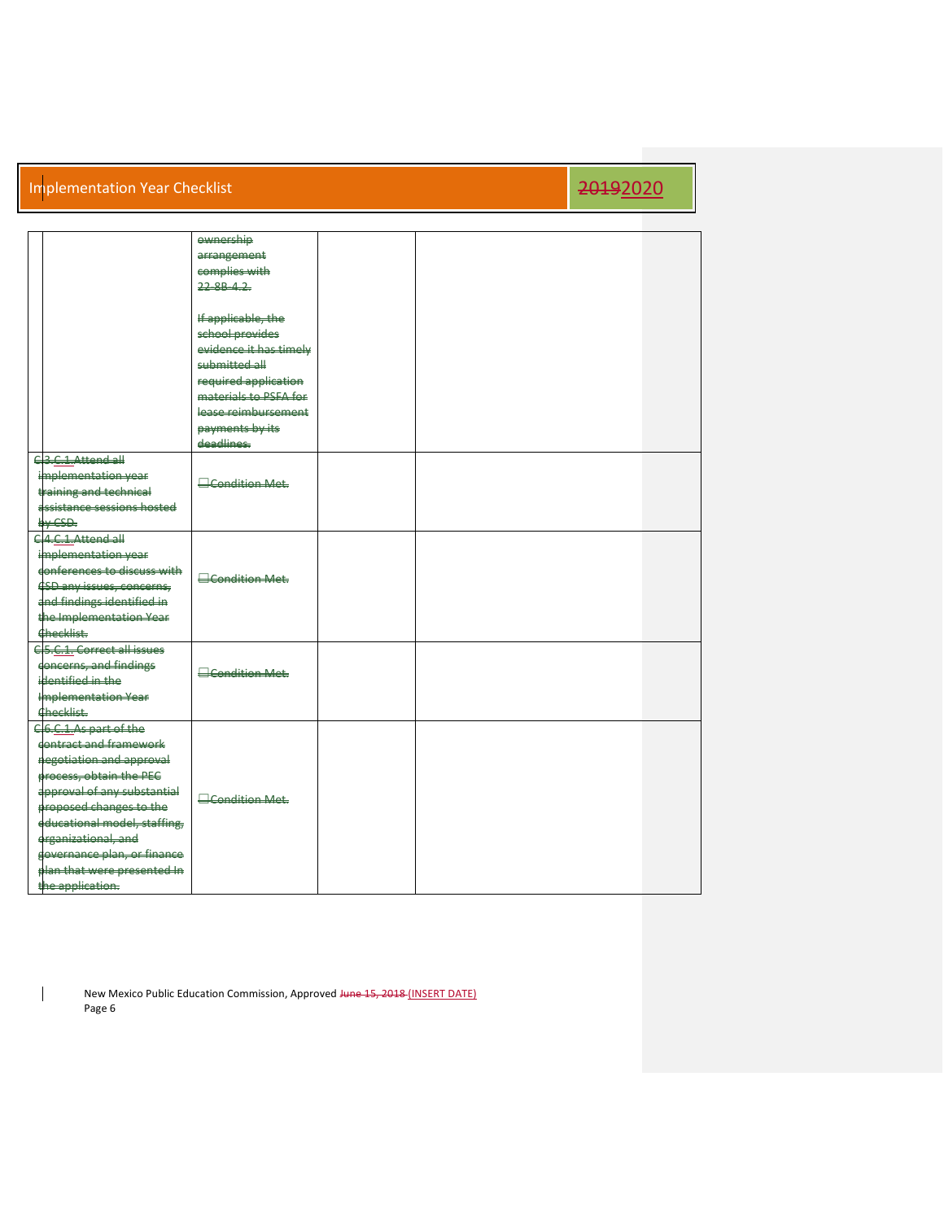| | ownership arrangement complies with 22-8B-4.2.<br><br>If applicable, the school provides evidence it has timely submitted all required application materials to PSFA for lease reimbursement payments by its deadlines. | | |
|---|---|---|---|
| C.3.C.1. Attend all implementation year training and technical assistance sessions hosted by CSD. | ☐Condition Met. | | |
| C.4.C.1. Attend all implementation year conferences to discuss with CSD any issues, concerns, and findings identified in the Implementation Year Checklist. | ☐Condition Met. | | |
| C.5.C.1. Correct all issues concerns, and findings identified in the Implementation Year Checklist. | ☐Condition Met. | | |
| C.6.C.1. As part of the contract and framework negotiation and approval process, obtain the PEC approval of any substantial proposed changes to the educational model, staffing, organizational, and governance plan, or finance plan that were presented In the application. | ☐Condition Met. | | |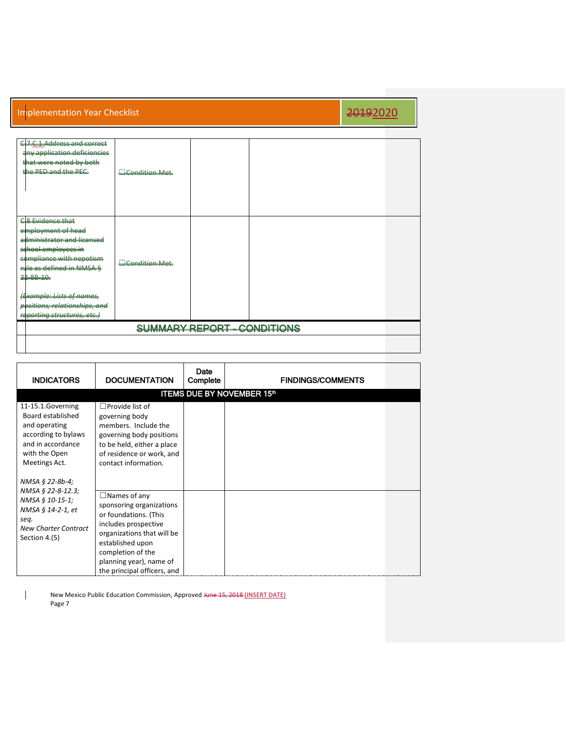| | | | |
|---|---|---|---|
| ~~C.7.C.1. Address and correct any application deficiencies that were noted by both the PED and the PEC.~~ | ~~☐Condition Met.~~ | | |
| ~~C.8 Evidence that employment of head administrator and licensed school employees in compliance with nepotism rule as defined in NMSA § 22-8B-10.~~<br><br>~~*(Example: Lists of names, positions, relationships, and reporting structures, etc.)*~~ | ~~☐Condition Met.~~ | | |
| ~~**SUMMARY REPORT - CONDITIONS**~~ | | | |
| | | | |

| INDICATORS | DOCUMENTATION | Date Complete | FINDINGS/COMMENTS |
|---|---|---|---|
| **ITEMS DUE BY NOVEMBER 15th** | | | |
| 11-15.1.Governing Board established and operating according to bylaws and in accordance with the Open Meetings Act.<br><br>*NMSA § 22-8b-4; NMSA § 22-8-12.3; NMSA § 10-15-1; NMSA § 14-2-1, et seq. New Charter Contract* Section 4.(5) | ☐Provide list of governing body members. Include the governing body positions to be held, either a place of residence or work, and contact information. | | |
| | ☐Names of any sponsoring organizations or foundations. (This includes prospective organizations that will be established upon completion of the planning year), name of the principal officers, and | | |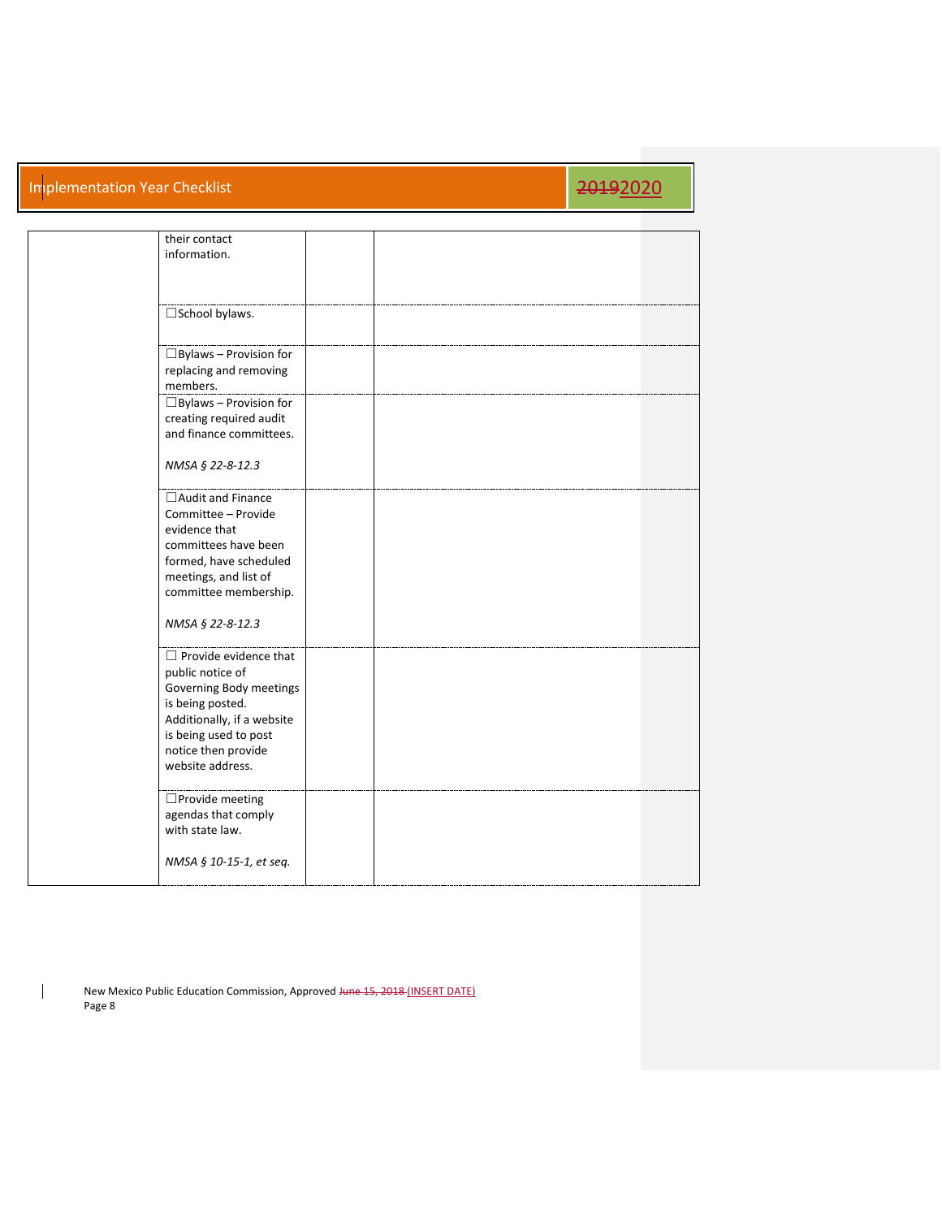| | | | |
|---|---|---|---|
| | their contact information. | | |
| | ☐School bylaws. | | |
| | ☐Bylaws – Provision for replacing and removing members. | | |
| | ☐Bylaws – Provision for creating required audit and finance committees.<br><br>*NMSA § 22-8-12.3* | | |
| | ☐Audit and Finance Committee – Provide evidence that committees have been formed, have scheduled meetings, and list of committee membership.<br><br>*NMSA § 22-8-12.3* | | |
| | ☐ Provide evidence that public notice of Governing Body meetings is being posted. Additionally, if a website is being used to post notice then provide website address. | | |
| | ☐Provide meeting agendas that comply with state law.<br><br>*NMSA § 10-15-1, et seq.* | | |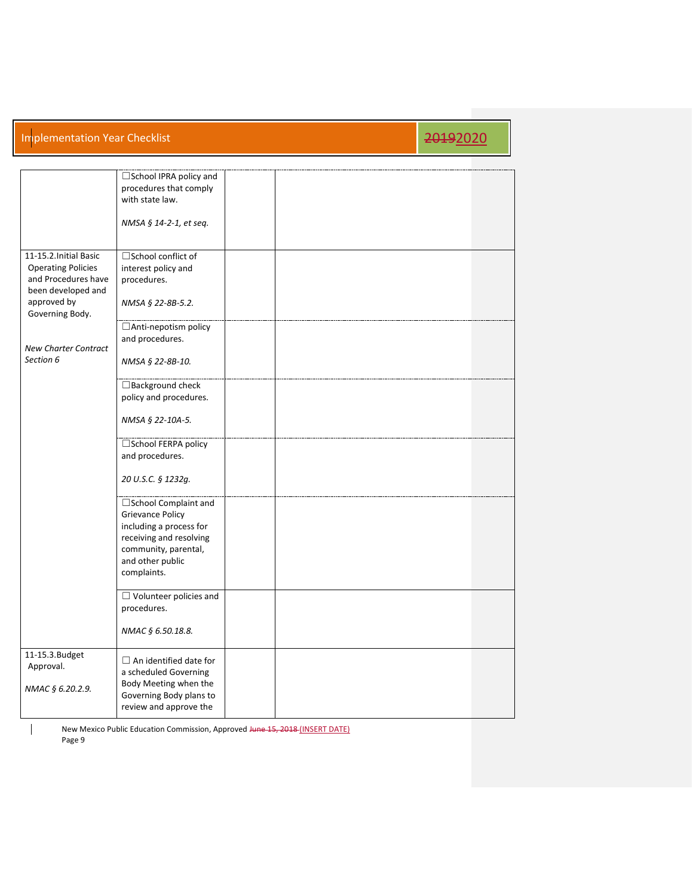| | | | |
|---|---|---|---|
| | ☐School IPRA policy and procedures that comply with state law.<br><br>*NMSA § 14-2-1, et seq.* | | |
| 11-15.2.Initial Basic Operating Policies and Procedures have been developed and approved by Governing Body.<br><br>*New Charter Contract Section 6* | ☐School conflict of interest policy and procedures.<br><br>*NMSA § 22-8B-5.2.* | | |
| | ☐Anti-nepotism policy and procedures.<br><br>*NMSA § 22-8B-10.* | | |
| | ☐Background check policy and procedures.<br><br>*NMSA § 22-10A-5.* | | |
| | ☐School FERPA policy and procedures.<br><br>*20 U.S.C. § 1232g.* | | |
| | ☐School Complaint and Grievance Policy including a process for receiving and resolving community, parental, and other public complaints. | | |
| | ☐ Volunteer policies and procedures.<br><br>*NMAC § 6.50.18.8.* | | |
| 11-15.3.Budget Approval.<br><br>*NMAC § 6.20.2.9.* | ☐ An identified date for a scheduled Governing Body Meeting when the Governing Body plans to review and approve the | | |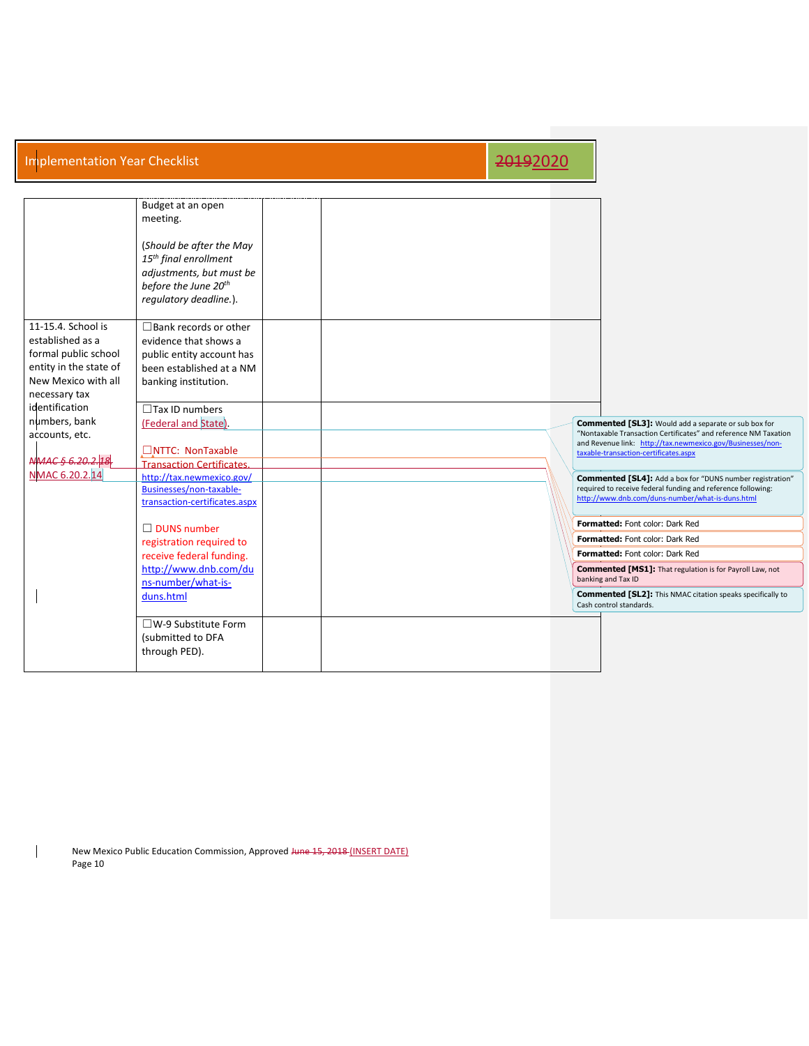| | | | |
|---|---|---|---|
| | Budget at an open meeting.<br><br>(*Should be after the May 15th final enrollment adjustments, but must be before the June 20th regulatory deadline.*). | | |
| 11-15.4. School is established as a formal public school entity in the state of New Mexico with all necessary tax identification numbers, bank accounts, etc.<br><br>~~*NMAC § 6.20.2.18*~~<br>NMAC 6.20.2.14 | ☐Bank records or other evidence that shows a public entity account has been established at a NM banking institution. | | |
| | ☐Tax ID numbers (Federal and State).<br><br>☐NTTC: NonTaxable Transaction Certificates. http://tax.newmexico.gov/Businesses/non-taxable-transaction-certificates.aspx<br><br>☐ DUNS number registration required to receive federal funding. http://www.dnb.com/duns-number/what-is-duns.html | | |
| | ☐W-9 Substitute Form (submitted to DFA through PED). | | |

**Commented [SL3]:** Would add a separate or sub box for "Nontaxable Transaction Certificates" and reference NM Taxation and Revenue link: http://tax.newmexico.gov/Businesses/non-taxable-transaction-certificates.aspx

**Commented [SL4]:** Add a box for "DUNS number registration" required to receive federal funding and reference following: http://www.dnb.com/duns-number/what-is-duns.html

**Formatted:** Font color: Dark Red

**Formatted:** Font color: Dark Red

**Formatted:** Font color: Dark Red

**Commented [MS1]:** That regulation is for Payroll Law, not banking and Tax ID

**Commented [SL2]:** This NMAC citation speaks specifically to Cash control standards.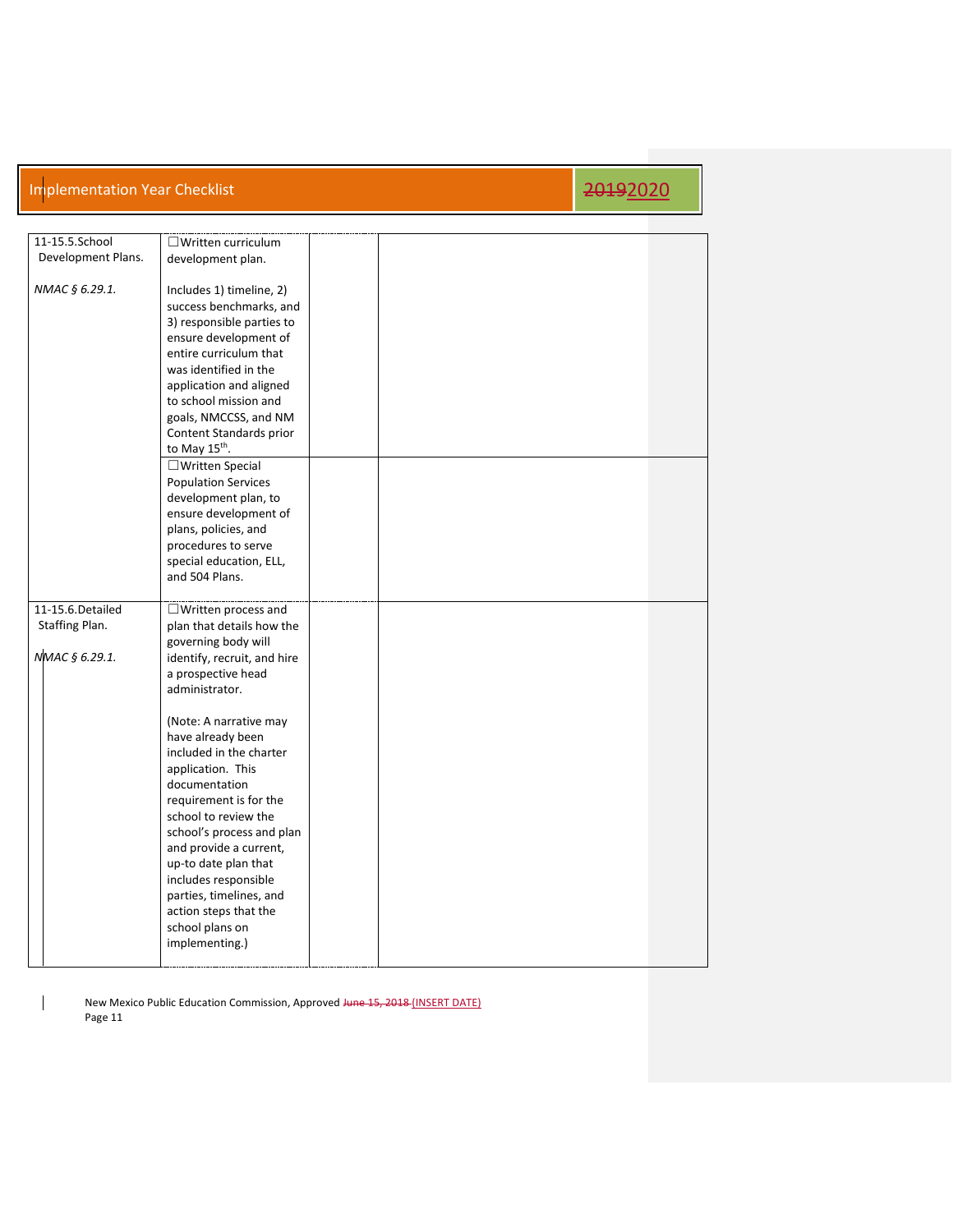| | | | |
|---|---|---|---|
| 11-15.5.School Development Plans.<br><br>*NMAC § 6.29.1.* | ☐Written curriculum development plan.<br><br>Includes 1) timeline, 2) success benchmarks, and 3) responsible parties to ensure development of entire curriculum that was identified in the application and aligned to school mission and goals, NMCCSS, and NM Content Standards prior to May 15th. | | |
| | ☐Written Special Population Services development plan, to ensure development of plans, policies, and procedures to serve special education, ELL, and 504 Plans. | | |
| 11-15.6.Detailed Staffing Plan.<br><br>*NMAC § 6.29.1.* | ☐Written process and plan that details how the governing body will identify, recruit, and hire a prospective head administrator.<br><br>(Note: A narrative may have already been included in the charter application. This documentation requirement is for the school to review the school's process and plan and provide a current, up-to date plan that includes responsible parties, timelines, and action steps that the school plans on implementing.) | | |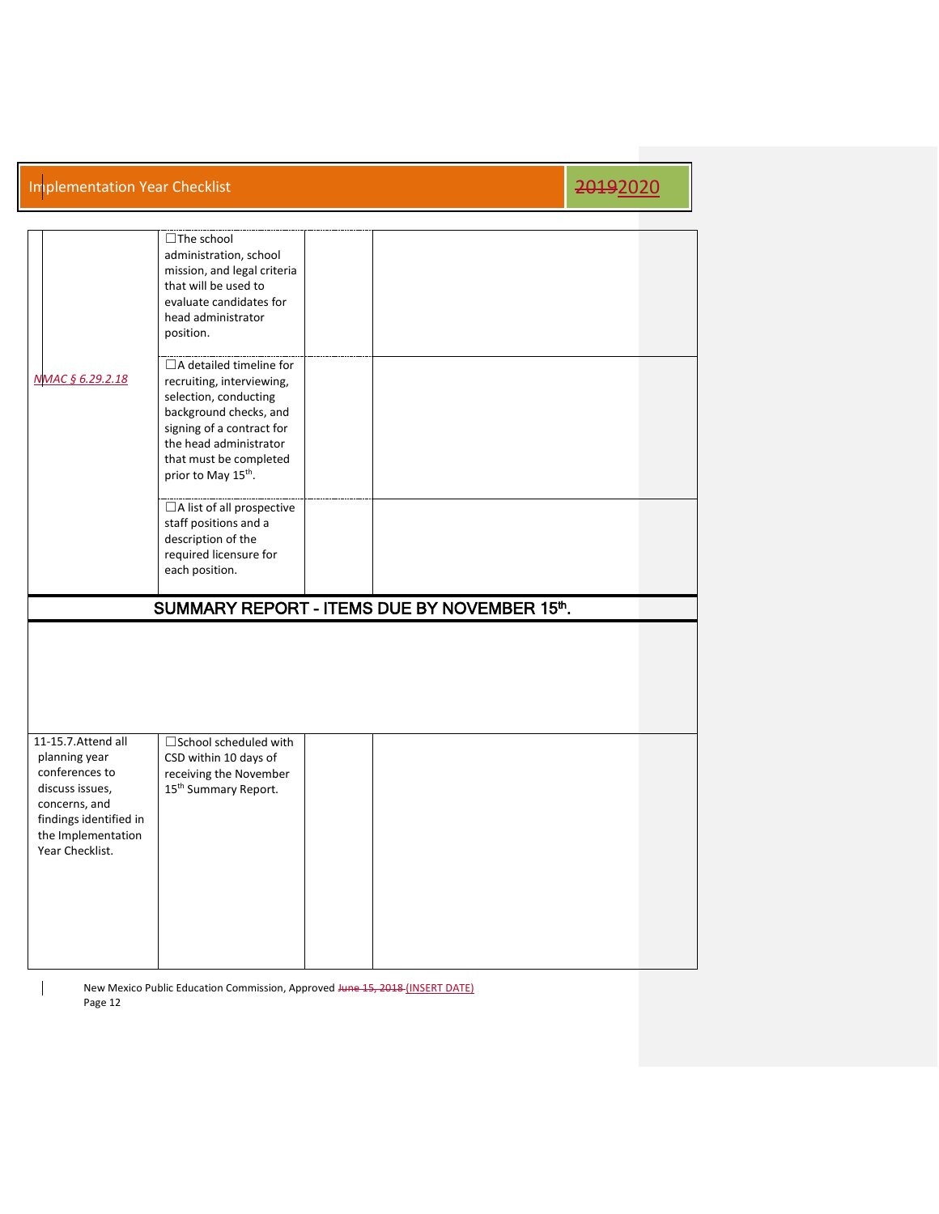| | | | |
|---|---|---|---|
| | ☐The school administration, school mission, and legal criteria that will be used to evaluate candidates for head administrator position. | | |
| *NMAC § 6.29.2.18* | ☐A detailed timeline for recruiting, interviewing, selection, conducting background checks, and signing of a contract for the head administrator that must be completed prior to May 15th. | | |
| | ☐A list of all prospective staff positions and a description of the required licensure for each position. | | |

## SUMMARY REPORT - ITEMS DUE BY NOVEMBER 15th.

| | | | |
|---|---|---|---|
| | | | |
| 11-15.7.Attend all planning year conferences to discuss issues, concerns, and findings identified in the Implementation Year Checklist. | ☐School scheduled with CSD within 10 days of receiving the November 15th Summary Report. | | |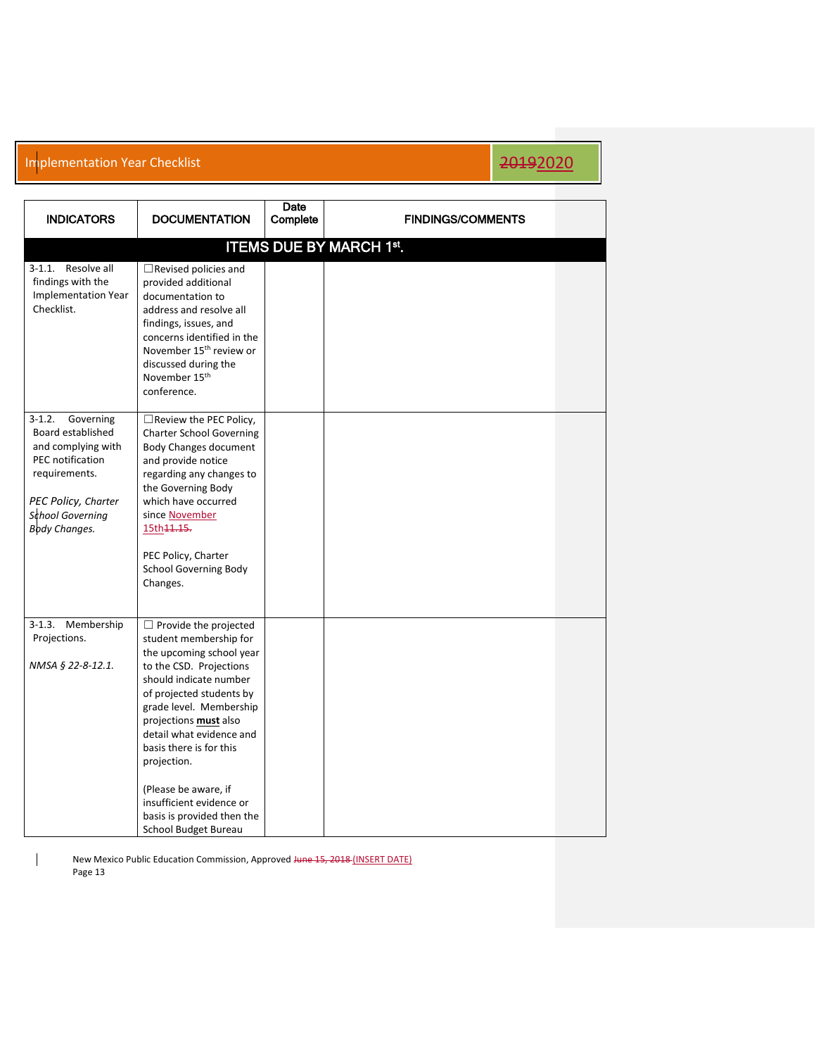# Implementation Year Checklist 20192020

| INDICATORS | DOCUMENTATION | Date Complete | FINDINGS/COMMENTS |
|---|---|---|---|
| **ITEMS DUE BY MARCH 1st.** | | | |
| 3-1.1. Resolve all findings with the Implementation Year Checklist. | ☐Revised policies and provided additional documentation to address and resolve all findings, issues, and concerns identified in the November 15th review or discussed during the November 15th conference. | | |
| 3-1.2. Governing Board established and complying with PEC notification requirements.<br><br>*PEC Policy, Charter School Governing Body Changes.* | ☐Review the PEC Policy, Charter School Governing Body Changes document and provide notice regarding any changes to the Governing Body which have occurred since November 15th11.15.<br><br>PEC Policy, Charter School Governing Body Changes. | | |
| 3-1.3. Membership Projections.<br><br>*NMSA § 22-8-12.1.* | ☐ Provide the projected student membership for the upcoming school year to the CSD. Projections should indicate number of projected students by grade level. Membership projections **must** also detail what evidence and basis there is for this projection.<br><br>(Please be aware, if insufficient evidence or basis is provided then the School Budget Bureau | | |

New Mexico Public Education Commission, Approved June 15, 2018 (INSERT DATE)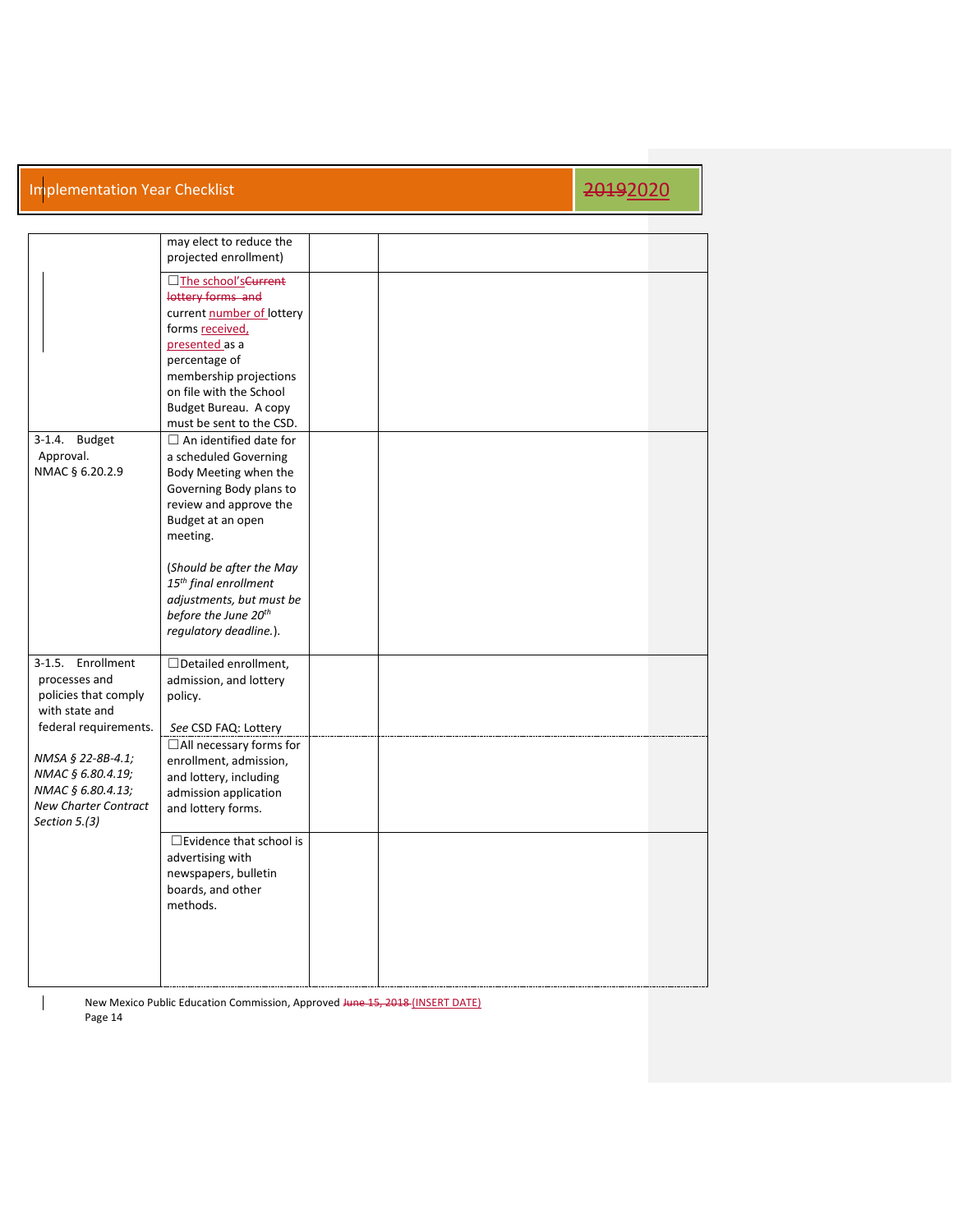| | | | |
|---|---|---|---|
| | may elect to reduce the projected enrollment) | | |
| | ☐The school'sCurrent lottery forms and current number of lottery forms received, presented as a percentage of membership projections on file with the School Budget Bureau. A copy must be sent to the CSD. | | |
| 3-1.4. Budget Approval. NMAC § 6.20.2.9 | ☐ An identified date for a scheduled Governing Body Meeting when the Governing Body plans to review and approve the Budget at an open meeting.<br><br>*(Should be after the May 15th final enrollment adjustments, but must be before the June 20th regulatory deadline.).* | | |
| 3-1.5. Enrollment processes and policies that comply with state and federal requirements.<br><br>*NMSA § 22-8B-4.1; NMAC § 6.80.4.19; NMAC § 6.80.4.13; New Charter Contract Section 5.(3)* | ☐Detailed enrollment, admission, and lottery policy.<br><br>*See* CSD FAQ: Lottery | | |
| | ☐All necessary forms for enrollment, admission, and lottery, including admission application and lottery forms. | | |
| | ☐Evidence that school is advertising with newspapers, bulletin boards, and other methods. | | |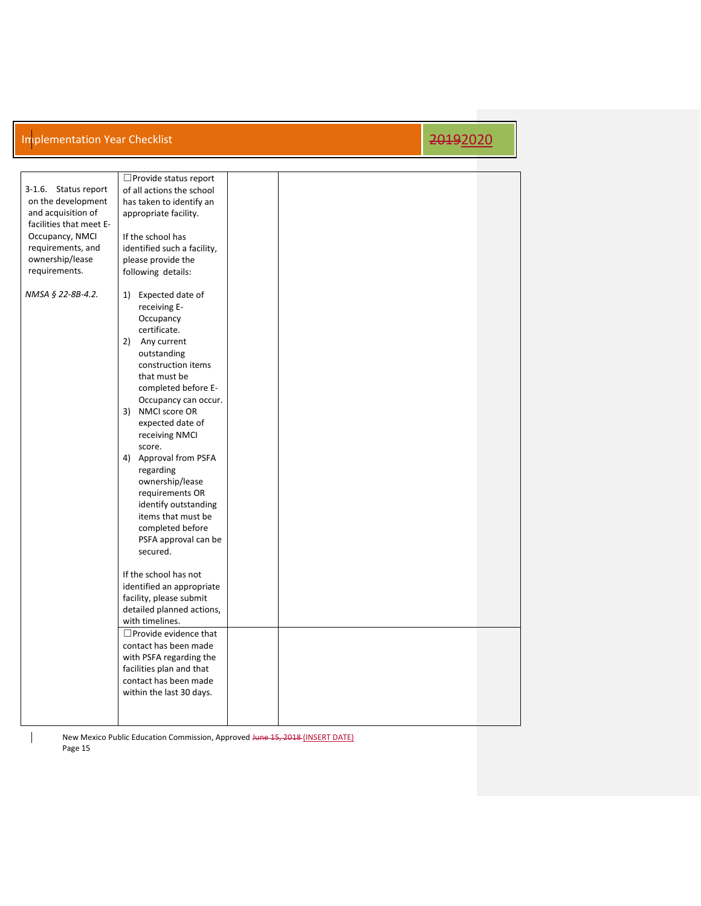| | | | |
|---|---|---|---|
| 3-1.6. Status report on the development and acquisition of facilities that meet E-Occupancy, NMCI requirements, and ownership/lease requirements.<br><br>*NMSA § 22-8B-4.2.* | ☐Provide status report of all actions the school has taken to identify an appropriate facility.<br><br>If the school has identified such a facility, please provide the following details:<br><br>1) Expected date of receiving E-Occupancy certificate.<br>2) Any current outstanding construction items that must be completed before E-Occupancy can occur.<br>3) NMCI score OR expected date of receiving NMCI score.<br>4) Approval from PSFA regarding ownership/lease requirements OR identify outstanding items that must be completed before PSFA approval can be secured.<br><br>If the school has not identified an appropriate facility, please submit detailed planned actions, with timelines. | | |
| | ☐Provide evidence that contact has been made with PSFA regarding the facilities plan and that contact has been made within the last 30 days. | | |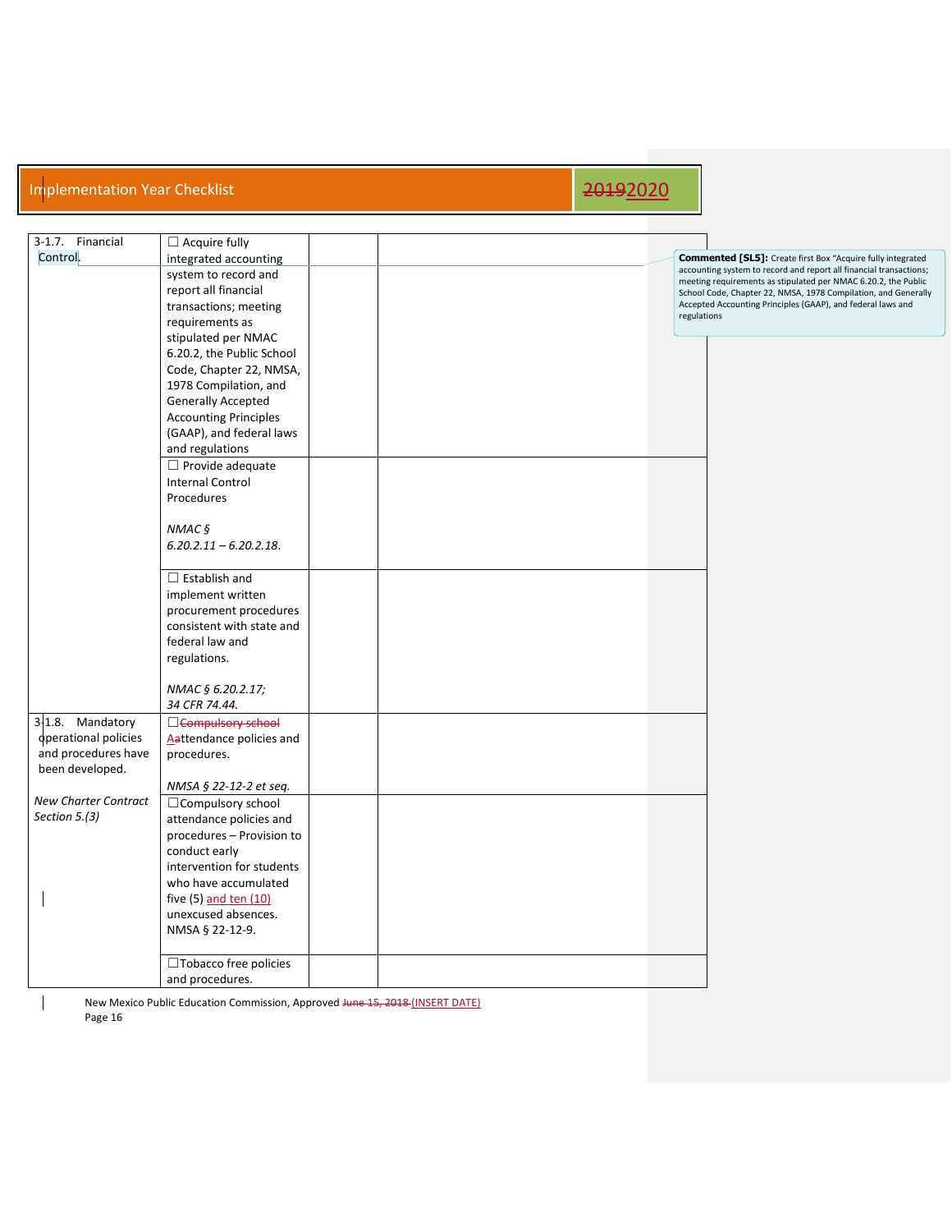| | | | |
|---|---|---|---|
| 3-1.7. Financial Control. | ☐ Acquire fully integrated accounting system to record and report all financial transactions; meeting requirements as stipulated per NMAC 6.20.2, the Public School Code, Chapter 22, NMSA, 1978 Compilation, and Generally Accepted Accounting Principles (GAAP), and federal laws and regulations | | |
| | ☐ Provide adequate Internal Control Procedures<br><br>*NMAC § 6.20.2.11 – 6.20.2.18.* | | |
| | ☐ Establish and implement written procurement procedures consistent with state and federal law and regulations.<br><br>*NMAC § 6.20.2.17; 34 CFR 74.44.* | | |
| 3-1.8. Mandatory operational policies and procedures have been developed.<br><br>*New Charter Contract Section 5.(3)* | ☐~~Compulsory school~~ ~~A~~Attendance policies and procedures.<br><br>*NMSA § 22-12-2 et seq.* | | |
| | ☐Compulsory school attendance policies and procedures – Provision to conduct early intervention for students who have accumulated five (5) and ten (10) unexcused absences. NMSA § 22-12-9. | | |
| | ☐Tobacco free policies and procedures. | | |

Commented [SL5]: Create first Box "Acquire fully integrated accounting system to record and report all financial transactions; meeting requirements as stipulated per NMAC 6.20.2, the Public School Code, Chapter 22, NMSA, 1978 Compilation, and Generally Accepted Accounting Principles (GAAP), and federal laws and regulations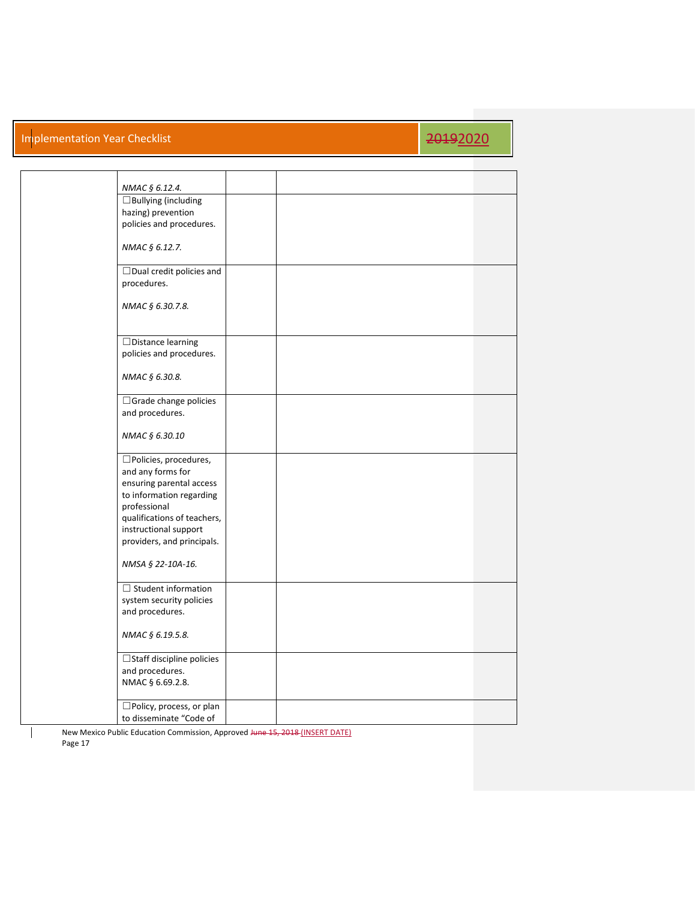| | | | |
|---|---|---|---|
| | *NMAC § 6.12.4.* | | |
| | ☐Bullying (including hazing) prevention policies and procedures.<br><br>*NMAC § 6.12.7.* | | |
| | ☐Dual credit policies and procedures.<br><br>*NMAC § 6.30.7.8.* | | |
| | ☐Distance learning policies and procedures.<br><br>*NMAC § 6.30.8.* | | |
| | ☐Grade change policies and procedures.<br><br>*NMAC § 6.30.10* | | |
| | ☐Policies, procedures, and any forms for ensuring parental access to information regarding professional qualifications of teachers, instructional support providers, and principals.<br><br>*NMSA § 22-10A-16.* | | |
| | ☐ Student information system security policies and procedures.<br><br>*NMAC § 6.19.5.8.* | | |
| | ☐Staff discipline policies and procedures.<br>NMAC § 6.69.2.8. | | |
| | ☐Policy, process, or plan to disseminate "Code of | | |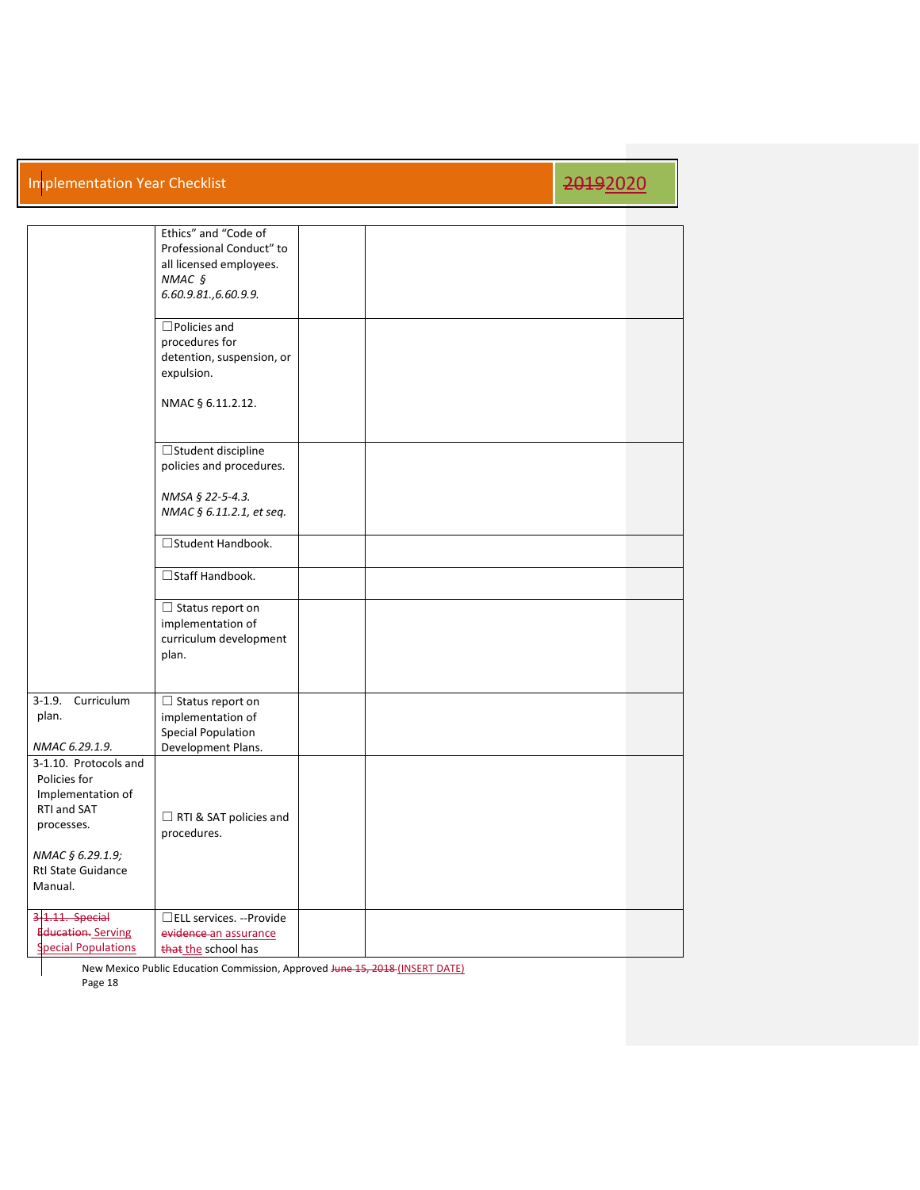| | | | |
|---|---|---|---|
| | Ethics" and "Code of Professional Conduct" to all licensed employees. *NMAC § 6.60.9.81.,6.60.9.9.* | | |
| | ☐Policies and procedures for detention, suspension, or expulsion.<br><br>NMAC § 6.11.2.12. | | |
| | ☐Student discipline policies and procedures.<br><br>*NMSA § 22-5-4.3.*<br>*NMAC § 6.11.2.1, et seq.* | | |
| | ☐Student Handbook. | | |
| | ☐Staff Handbook. | | |
| | ☐ Status report on implementation of curriculum development plan. | | |
| 3-1.9. Curriculum plan.<br><br>*NMAC 6.29.1.9.* | ☐ Status report on implementation of Special Population Development Plans. | | |
| 3-1.10. Protocols and Policies for Implementation of RTI and SAT processes.<br><br>*NMAC § 6.29.1.9;* RtI State Guidance Manual. | ☐ RTI & SAT policies and procedures. | | |
| ~~3-1.11. Special Education.~~ Serving Special Populations | ☐ELL services. --Provide ~~evidence~~ an assurance ~~that~~ the school has | | |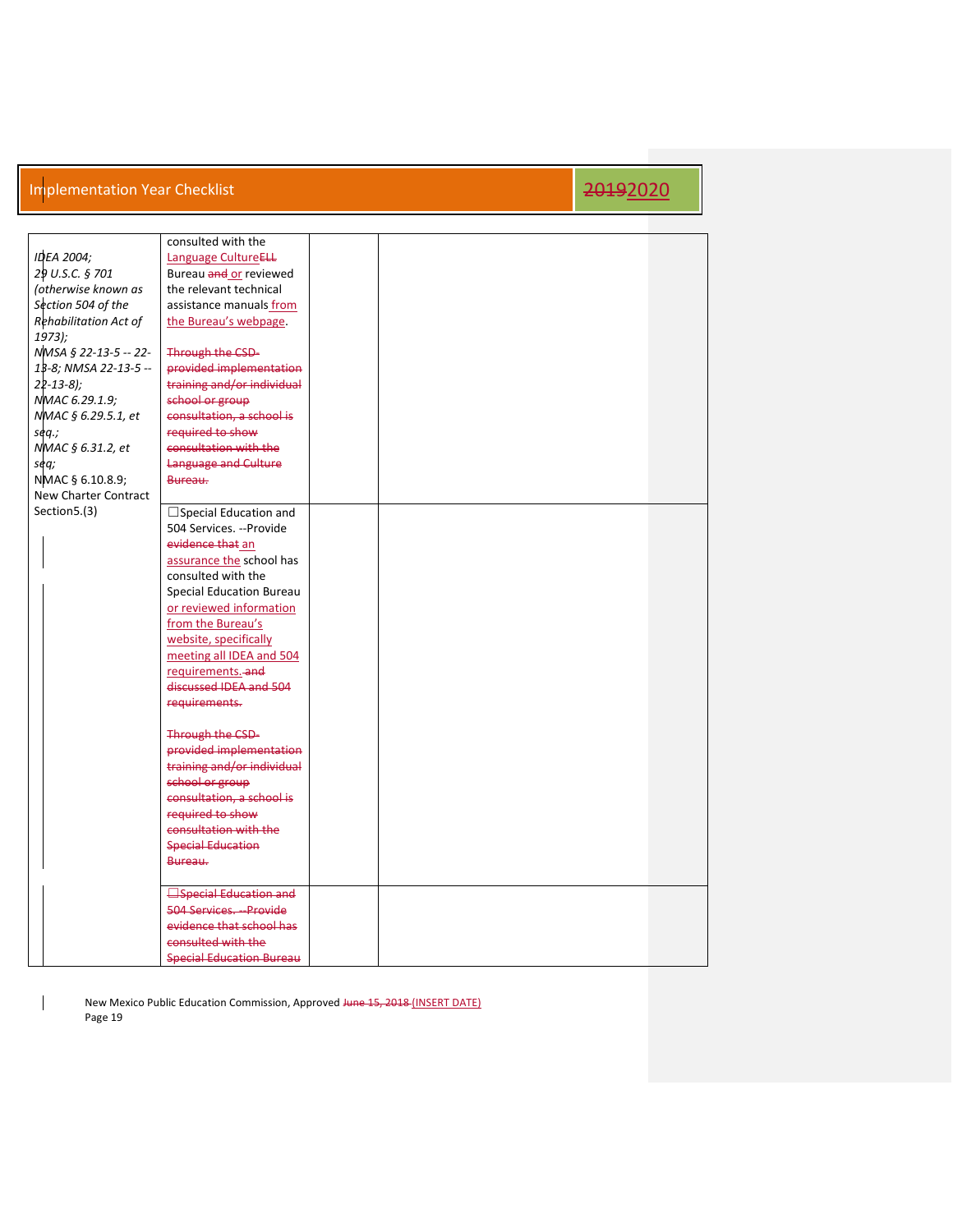| | | | |
|---|---|---|---|
| *IDEA 2004; 29 U.S.C. § 701 (otherwise known as Section 504 of the Rehabilitation Act of 1973); NMSA § 22-13-5 -- 22-13-8; NMSA 22-13-5 -- 22-13-8); NMAC 6.29.1.9; NMAC § 6.29.5.1, et seq.; NMAC § 6.31.2, et seq;* NMAC § 6.10.8.9; New Charter Contract Section5.(3) | consulted with the Language CultureELL Bureau and or reviewed the relevant technical assistance manuals from the Bureau's webpage.<br><br>Through the CSD-provided implementation training and/or individual school or group consultation, a school is required to show consultation with the Language and Culture Bureau. | | |
| | ☐Special Education and 504 Services. --Provide evidence that an assurance the school has consulted with the Special Education Bureau or reviewed information from the Bureau's website, specifically meeting all IDEA and 504 requirements. and discussed IDEA and 504 requirements.<br><br>Through the CSD-provided implementation training and/or individual school or group consultation, a school is required to show consultation with the Special Education Bureau. | | |
| | ☐Special Education and 504 Services. --Provide evidence that school has consulted with the Special Education Bureau | | |

New Mexico Public Education Commission, Approved June 15, 2018 (INSERT DATE)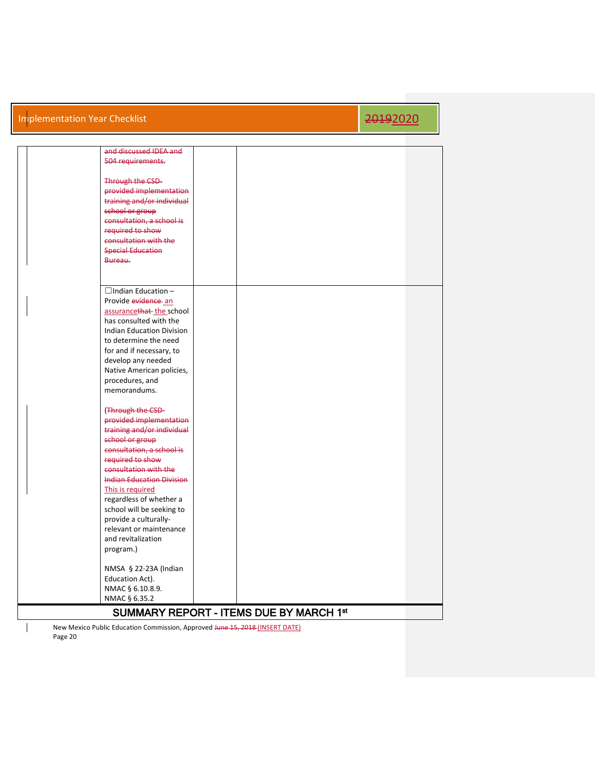| | | | |
|---|---|---|---|
| | ~~and discussed IDEA and 504 requirements.~~<br><br>~~Through the CSD-provided implementation training and/or individual school or group consultation, a school is required to show consultation with the Special Education Bureau.~~ | | |
| | ☐Indian Education – Provide ~~evidence~~ an assurance~~that~~ the school has consulted with the Indian Education Division to determine the need for and if necessary, to develop any needed Native American policies, procedures, and memorandums.<br><br>(~~Through the CSD-provided implementation training and/or individual school or group consultation, a school is required to show consultation with the Indian Education Division~~ This is required regardless of whether a school will be seeking to provide a culturally-relevant or maintenance and revitalization program.)<br><br>NMSA § 22-23A (Indian Education Act).<br>NMAC § 6.10.8.9.<br>NMAC § 6.35.2 | | |

**SUMMARY REPORT - ITEMS DUE BY MARCH 1st**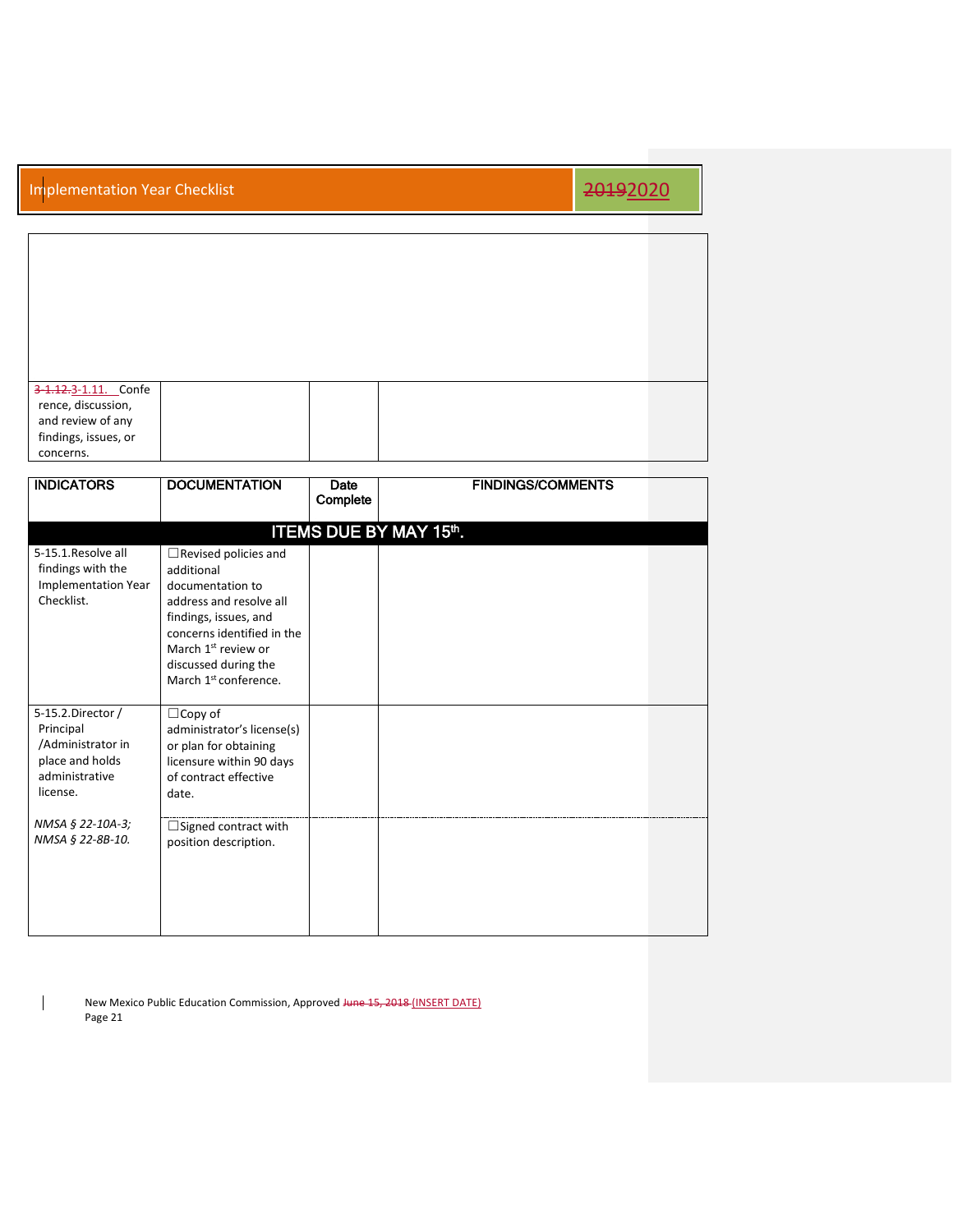| | | | |
|---|---|---|---|
| | | | |
| ~~3-1.12.~~3-1.11. Conference, discussion, and review of any findings, issues, or concerns. | | | |

| INDICATORS | DOCUMENTATION | Date Complete | FINDINGS/COMMENTS |
|---|---|---|---|
| **ITEMS DUE BY MAY 15th.** | | | |
| 5-15.1.Resolve all findings with the Implementation Year Checklist. | ☐Revised policies and additional documentation to address and resolve all findings, issues, and concerns identified in the March 1st review or discussed during the March 1st conference. | | |
| 5-15.2.Director / Principal /Administrator in place and holds administrative license.<br><br>*NMSA § 22-10A-3; NMSA § 22-8B-10.* | ☐Copy of administrator's license(s) or plan for obtaining licensure within 90 days of contract effective date. | | |
| | ☐Signed contract with position description. | | |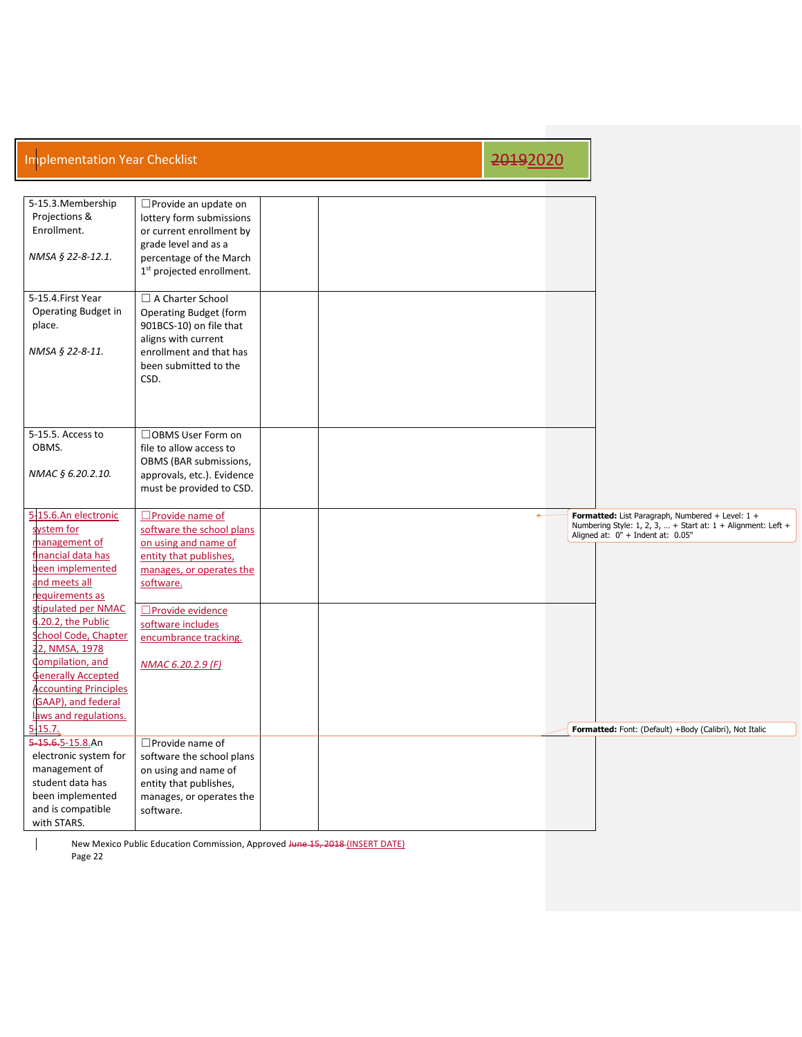| 5-15.3.Membership Projections & Enrollment. *NMSA § 22-8-12.1.* | ☐Provide an update on lottery form submissions or current enrollment by grade level and as a percentage of the March 1st projected enrollment. | | |
|---|---|---|---|
| 5-15.4.First Year Operating Budget in place. *NMSA § 22-8-11.* | ☐ A Charter School Operating Budget (form 901BCS-10) on file that aligns with current enrollment and that has been submitted to the CSD. | | |
| 5-15.5. Access to OBMS. *NMAC § 6.20.2.10.* | ☐OBMS User Form on file to allow access to OBMS (BAR submissions, approvals, etc.). Evidence must be provided to CSD. | | |
| 5-15.6.An electronic system for management of financial data has been implemented and meets all requirements as stipulated per NMAC 6.20.2, the Public School Code, Chapter 22, NMSA, 1978 Compilation, and Generally Accepted Accounting Principles (GAAP), and federal laws and regulations. | ☐Provide name of software the school plans on using and name of entity that publishes, manages, or operates the software. | | |
| 5-15.7. | ☐Provide evidence software includes encumbrance tracking. *NMAC 6.20.2.9 (F)* | | |
| ~~5-15.6.~~5-15.8.An electronic system for management of student data has been implemented and is compatible with STARS. | ☐Provide name of software the school plans on using and name of entity that publishes, manages, or operates the software. | | |

New Mexico Public Education Commission, Approved ~~June 15, 2018~~ (INSERT DATE)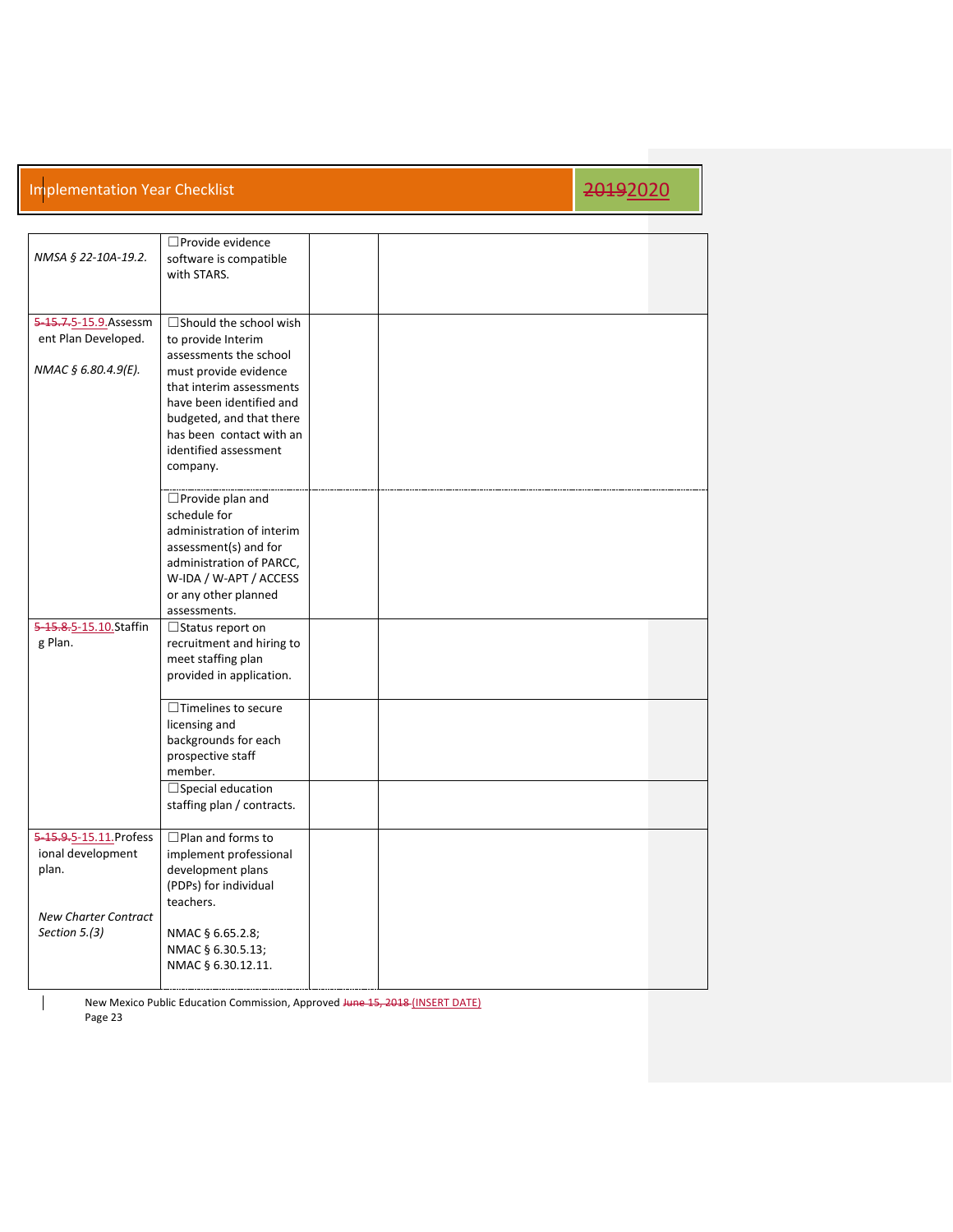| | | | |
|---|---|---|---|
| *NMSA § 22-10A-19.2.* | ☐Provide evidence software is compatible with STARS. | | |
| ~~5-15.7.~~5-15.9.Assessment Plan Developed.<br><br>*NMAC § 6.80.4.9(E).* | ☐Should the school wish to provide Interim assessments the school must provide evidence that interim assessments have been identified and budgeted, and that there has been contact with an identified assessment company. | | |
| | ☐Provide plan and schedule for administration of interim assessment(s) and for administration of PARCC, W-IDA / W-APT / ACCESS or any other planned assessments. | | |
| ~~5-15.8.~~5-15.10.Staffing Plan. | ☐Status report on recruitment and hiring to meet staffing plan provided in application. | | |
| | ☐Timelines to secure licensing and backgrounds for each prospective staff member. | | |
| | ☐Special education staffing plan / contracts. | | |
| ~~5-15.9.~~5-15.11.Professional development plan.<br><br>*New Charter Contract Section 5.(3)* | ☐Plan and forms to implement professional development plans (PDPs) for individual teachers.<br><br>NMAC § 6.65.2.8;<br>NMAC § 6.30.5.13;<br>NMAC § 6.30.12.11. | | |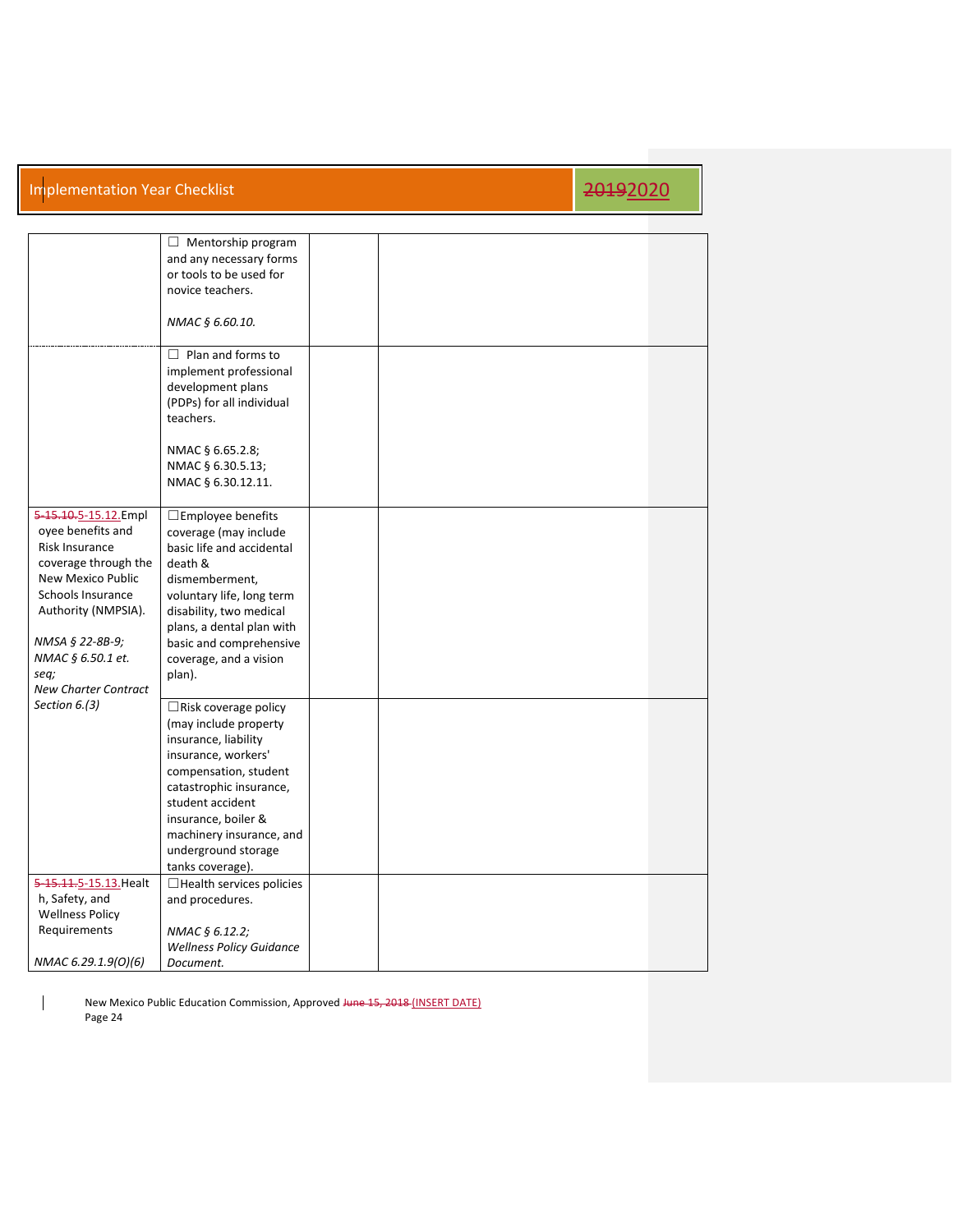| | | | |
|---|---|---|---|
| | ☐ Mentorship program and any necessary forms or tools to be used for novice teachers.<br><br>*NMAC § 6.60.10.* | | |
| | ☐ Plan and forms to implement professional development plans (PDPs) for all individual teachers.<br><br>NMAC § 6.65.2.8;<br>NMAC § 6.30.5.13;<br>NMAC § 6.30.12.11. | | |
| ~~5-15.10.~~5-15.12. Employee benefits and Risk Insurance coverage through the New Mexico Public Schools Insurance Authority (NMPSIA).<br><br>*NMSA § 22-8B-9; NMAC § 6.50.1 et. seq; New Charter Contract Section 6.(3)* | ☐Employee benefits coverage (may include basic life and accidental death & dismemberment, voluntary life, long term disability, two medical plans, a dental plan with basic and comprehensive coverage, and a vision plan). | | |
| | ☐Risk coverage policy (may include property insurance, liability insurance, workers' compensation, student catastrophic insurance, student accident insurance, boiler & machinery insurance, and underground storage tanks coverage). | | |
| ~~5-15.11.~~5-15.13. Health, Safety, and Wellness Policy Requirements<br><br>*NMAC 6.29.1.9(O)(6)* | ☐Health services policies and procedures.<br><br>*NMAC § 6.12.2; Wellness Policy Guidance Document.* | | |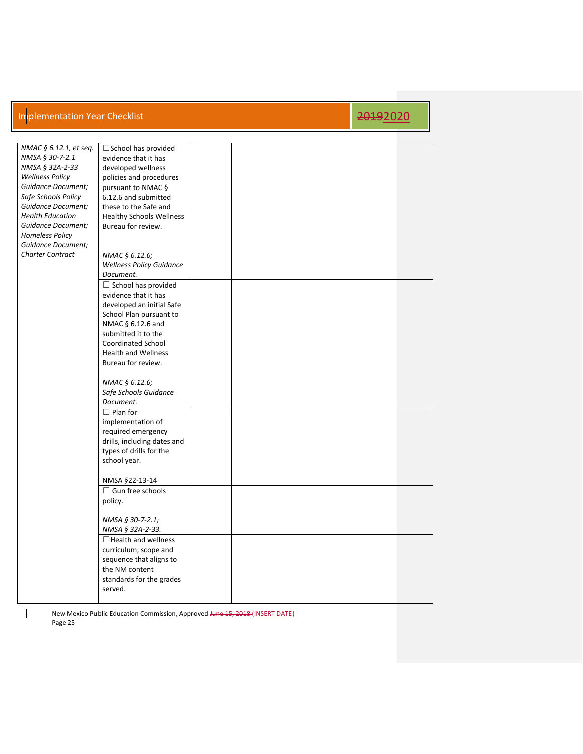| | | | |
|---|---|---|---|
| *NMAC § 6.12.1, et seq.* *NMSA § 30-7-2.1* *NMSA § 32A-2-33* *Wellness Policy Guidance Document; Safe Schools Policy Guidance Document; Health Education Guidance Document; Homeless Policy Guidance Document; Charter Contract* | ☐School has provided evidence that it has developed wellness policies and procedures pursuant to NMAC § 6.12.6 and submitted these to the Safe and Healthy Schools Wellness Bureau for review. *NMAC § 6.12.6; Wellness Policy Guidance Document.* | | |
| | ☐ School has provided evidence that it has developed an initial Safe School Plan pursuant to NMAC § 6.12.6 and submitted it to the Coordinated School Health and Wellness Bureau for review. *NMAC § 6.12.6; Safe Schools Guidance Document.* | | |
| | ☐ Plan for implementation of required emergency drills, including dates and types of drills for the school year. NMSA §22-13-14 | | |
| | ☐ Gun free schools policy. *NMSA § 30-7-2.1; NMSA § 32A-2-33.* | | |
| | ☐Health and wellness curriculum, scope and sequence that aligns to the NM content standards for the grades served. | | |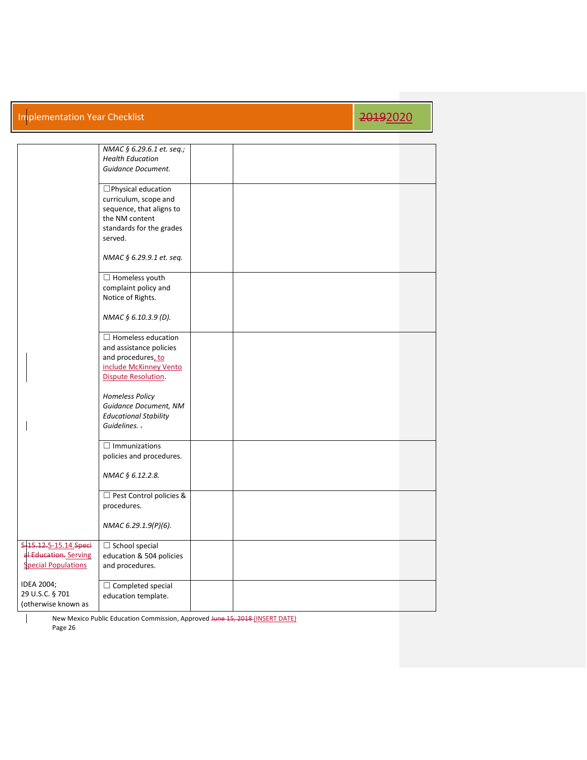| | | | |
|---|---|---|---|
| | *NMAC § 6.29.6.1 et. seq.; Health Education Guidance Document.* | | |
| | ☐Physical education curriculum, scope and sequence, that aligns to the NM content standards for the grades served.<br><br>*NMAC § 6.29.9.1 et. seq.* | | |
| | ☐ Homeless youth complaint policy and Notice of Rights.<br><br>*NMAC § 6.10.3.9 (D).* | | |
| | ☐ Homeless education and assistance policies and procedures, to include McKinney Vento Dispute Resolution.<br><br>*Homeless Policy Guidance Document, NM Educational Stability Guidelines.* | | |
| | ☐ Immunizations policies and procedures.<br><br>*NMAC § 6.12.2.8.* | | |
| | ☐ Pest Control policies & procedures.<br><br>*NMAC 6.29.1.9(P)(6).* | | |
| 5.15.14. Serving Special Populations<br><br>IDEA 2004;<br>29 U.S.C. § 701 (otherwise known as | ☐ School special education & 504 policies and procedures. | | |
| | ☐ Completed special education template. | | |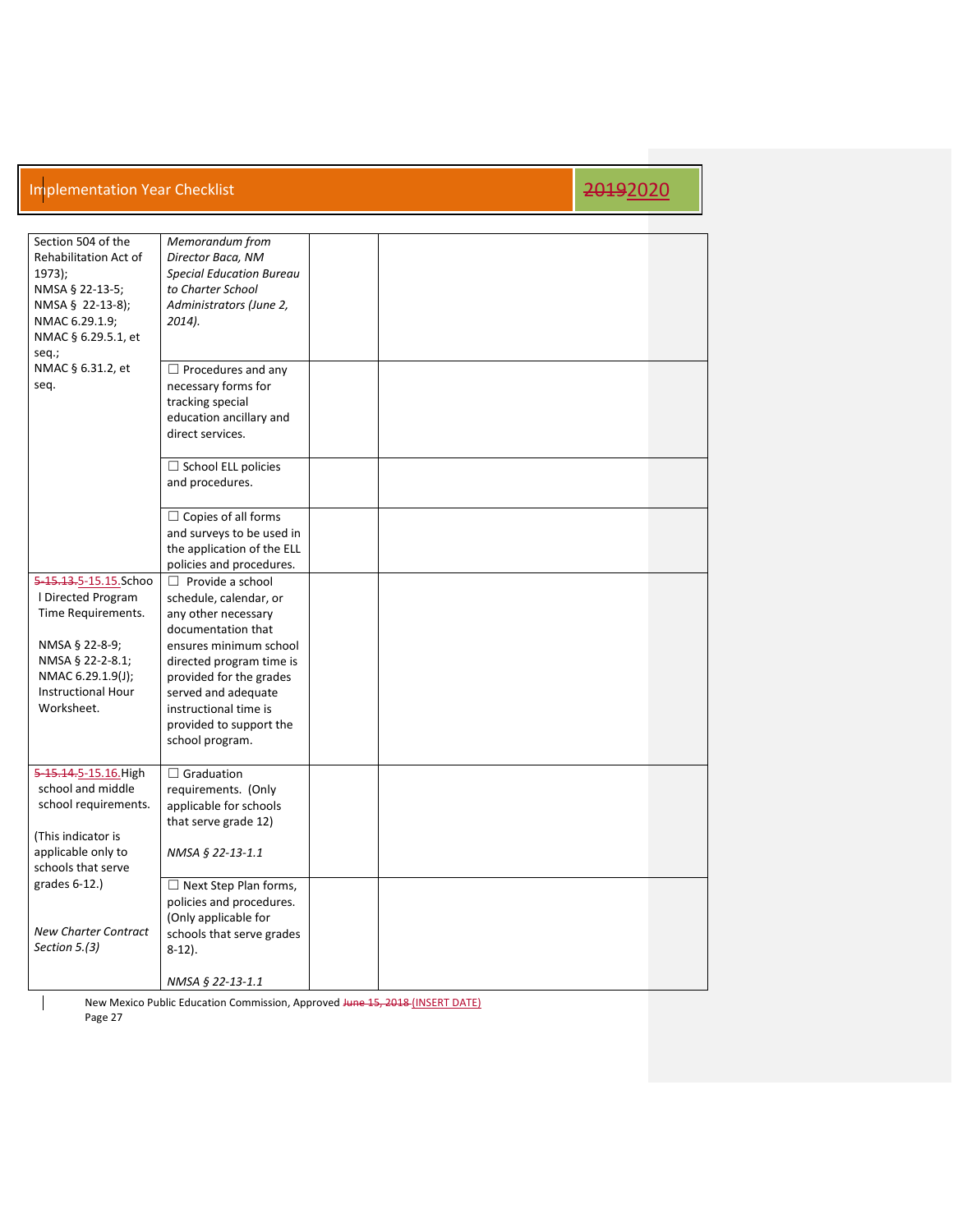| | | | |
|---|---|---|---|
| Section 504 of the Rehabilitation Act of 1973); NMSA § 22-13-5; NMSA § 22-13-8); NMAC 6.29.1.9; NMAC § 6.29.5.1, et seq.; NMAC § 6.31.2, et seq. | *Memorandum from Director Baca, NM Special Education Bureau to Charter School Administrators (June 2, 2014).* | | |
| | ☐ Procedures and any necessary forms for tracking special education ancillary and direct services. | | |
| | ☐ School ELL policies and procedures. | | |
| | ☐ Copies of all forms and surveys to be used in the application of the ELL policies and procedures. | | |
| ~~5-15.13.~~5-15.15. School Directed Program Time Requirements.<br><br>NMSA § 22-8-9; NMSA § 22-2-8.1; NMAC 6.29.1.9(J); Instructional Hour Worksheet. | ☐ Provide a school schedule, calendar, or any other necessary documentation that ensures minimum school directed program time is provided for the grades served and adequate instructional time is provided to support the school program. | | |
| ~~5-15.14.~~5-15.16. High school and middle school requirements.<br><br>(This indicator is applicable only to schools that serve grades 6-12.)<br><br>*New Charter Contract Section 5.(3)* | ☐ Graduation requirements. (Only applicable for schools that serve grade 12)<br><br>*NMSA § 22-13-1.1* | | |
| | ☐ Next Step Plan forms, policies and procedures. (Only applicable for schools that serve grades 8-12).<br><br>*NMSA § 22-13-1.1* | | |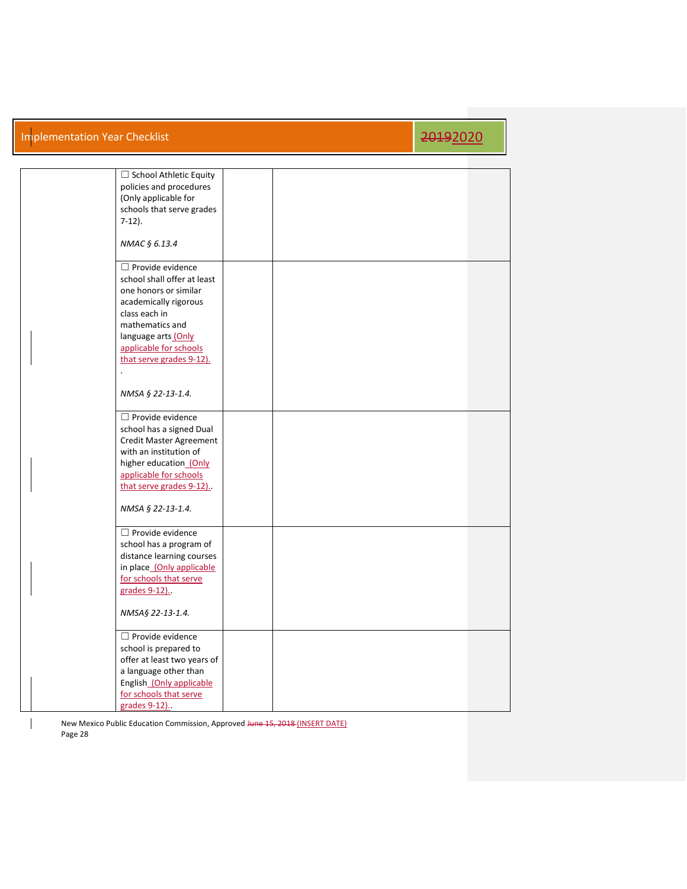| | | | |
|---|---|---|---|
| | ☐ School Athletic Equity policies and procedures (Only applicable for schools that serve grades 7-12).<br><br>*NMAC § 6.13.4* | | |
| | ☐ Provide evidence school shall offer at least one honors or similar academically rigorous class each in mathematics and language arts (Only applicable for schools that serve grades 9-12).<br>.<br><br>*NMSA § 22-13-1.4.* | | |
| | ☐ Provide evidence school has a signed Dual Credit Master Agreement with an institution of higher education (Only applicable for schools that serve grades 9-12)..<br><br>*NMSA § 22-13-1.4.* | | |
| | ☐ Provide evidence school has a program of distance learning courses in place (Only applicable for schools that serve grades 9-12)..<br><br>*NMSA§ 22-13-1.4.* | | |
| | ☐ Provide evidence school is prepared to offer at least two years of a language other than English (Only applicable for schools that serve grades 9-12).. | | |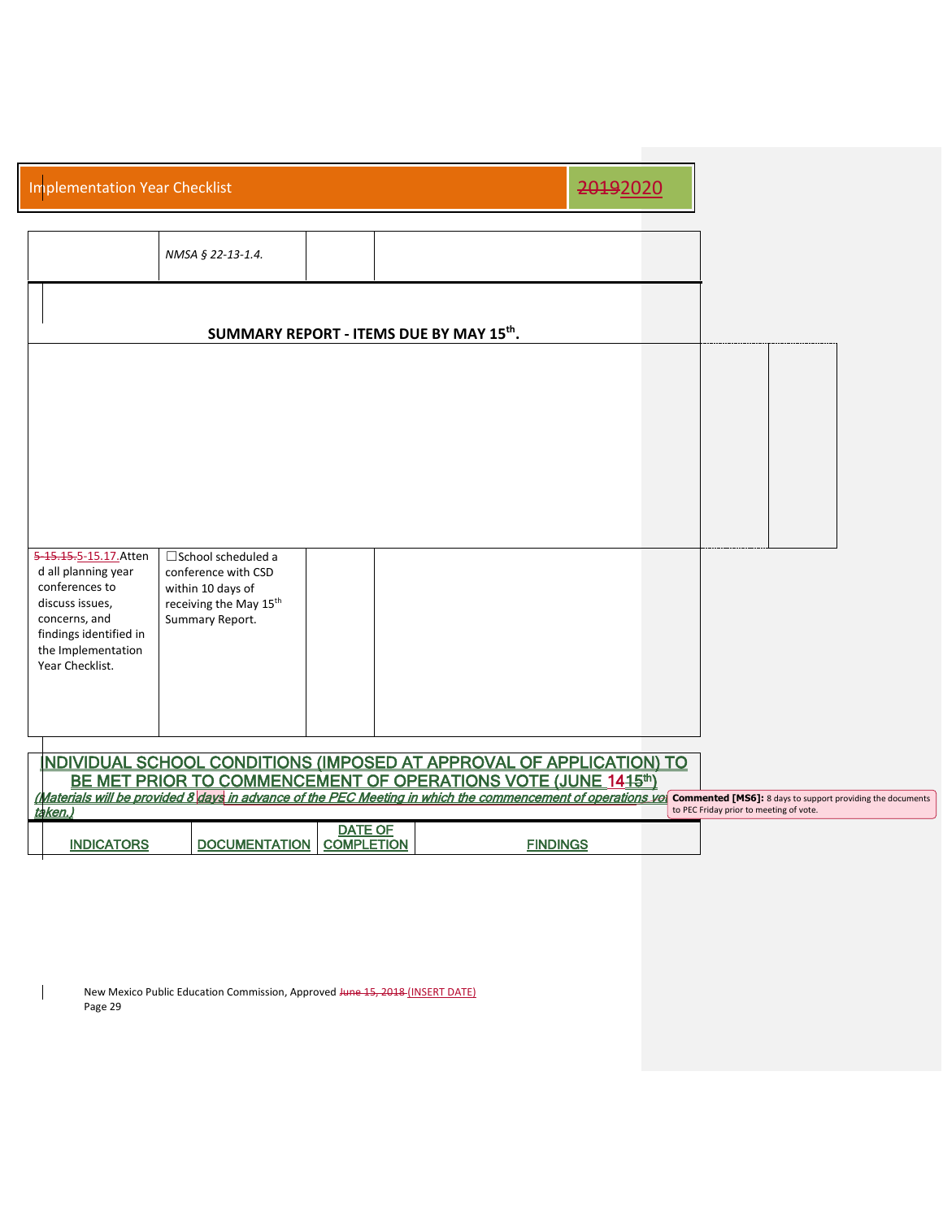| | NMSA § 22-13-1.4. | | |
|---|---|---|---|

**SUMMARY REPORT - ITEMS DUE BY MAY 15th.**

| | | | |
|---|---|---|---|
| 5-15.15.5-15.17.Attend all planning year conferences to discuss issues, concerns, and findings identified in the Implementation Year Checklist. | ☐School scheduled a conference with CSD within 10 days of receiving the May 15th Summary Report. | | |

## INDIVIDUAL SCHOOL CONDITIONS (IMPOSED AT APPROVAL OF APPLICATION) TO BE MET PRIOR TO COMMENCEMENT OF OPERATIONS VOTE (JUNE 1415th)

*(Materials will be provided 8 days in advance of the PEC Meeting in which the commencement of operations vote taken.)*

Commented [MS6]: 8 days to support providing the documents to PEC Friday prior to meeting of vote.

| INDICATORS | DOCUMENTATION | DATE OF COMPLETION | FINDINGS |
|---|---|---|---|

New Mexico Public Education Commission, Approved June 15, 2018 (INSERT DATE)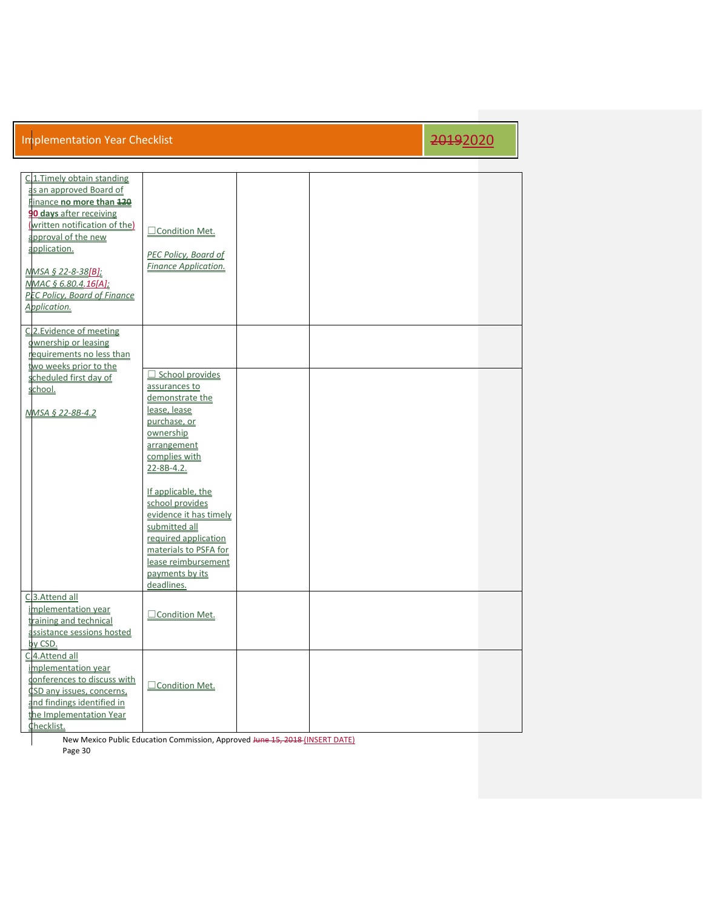## Implementation Year Checklist 

~~2019~~2020

| | | | |
|---|---|---|---|
| C.1. Timely obtain standing as an approved Board of Finance **no more than** ~~**120**~~ **90 days** after receiving (written notification of the) approval of the new application.<br><br>*NMSA § 22-8-38[B]; NMAC § 6.80.4.16[A]; PEC Policy, Board of Finance Application.* | ☐Condition Met.<br><br>*PEC Policy, Board of Finance Application.* | | |
| C.2. Evidence of meeting ownership or leasing requirements no less than two weeks prior to the scheduled first day of school.<br><br>*NMSA § 22-8B-4.2* | ☐ School provides assurances to demonstrate the lease, lease purchase, or ownership arrangement complies with 22-8B-4.2.<br><br>If applicable, the school provides evidence it has timely submitted all required application materials to PSFA for lease reimbursement payments by its deadlines. | | |
| C.3. Attend all implementation year training and technical assistance sessions hosted by CSD. | ☐Condition Met. | | |
| C.4. Attend all implementation year conferences to discuss with CSD any issues, concerns, and findings identified in the Implementation Year Checklist. | ☐Condition Met. | | |

New Mexico Public Education Commission, Approved ~~June 15, 2018~~ (INSERT DATE)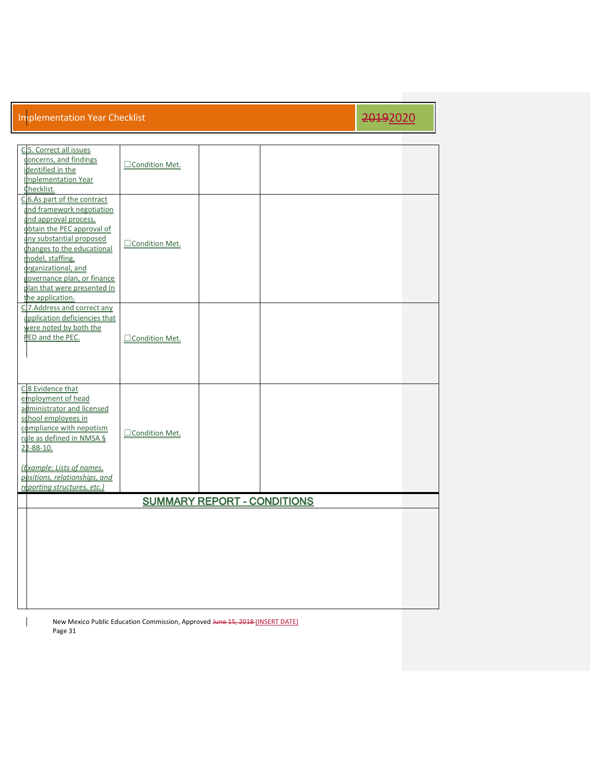# Implementation Year Checklist

~~2019~~2020

| | | | |
|---|---|---|---|
| C.5. Correct all issues concerns, and findings identified in the Implementation Year Checklist. | ☐Condition Met. | | |
| C.6.As part of the contract and framework negotiation and approval process, obtain the PEC approval of any substantial proposed changes to the educational model, staffing, organizational, and governance plan, or finance plan that were presented In the application. | ☐Condition Met. | | |
| C.7.Address and correct any application deficiencies that were noted by both the PED and the PEC. | ☐Condition Met. | | |
| C.8 Evidence that employment of head administrator and licensed school employees in compliance with nepotism rule as defined in NMSA § 22-8B-10.<br><br>*(Example: Lists of names, positions, relationships, and reporting structures, etc.)* | ☐Condition Met. | | |

## SUMMARY REPORT - CONDITIONS

New Mexico Public Education Commission, Approved ~~June 15, 2018~~ (INSERT DATE)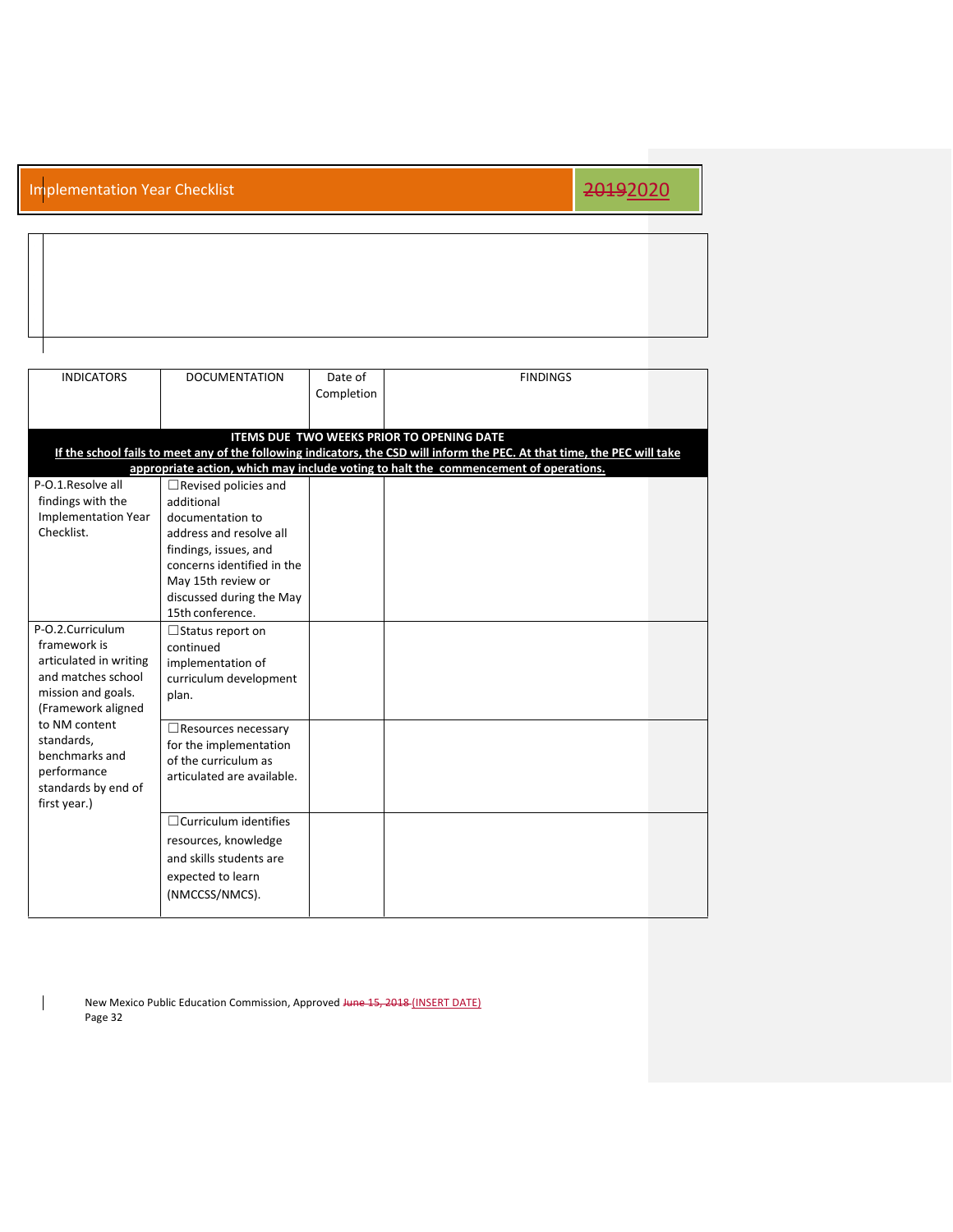| INDICATORS | DOCUMENTATION | Date of Completion | FINDINGS |
|---|---|---|---|
| **ITEMS DUE TWO WEEKS PRIOR TO OPENING DATE** <br> **If the school fails to meet any of the following indicators, the CSD will inform the PEC. At that time, the PEC will take appropriate action, which may include voting to halt the commencement of operations.** | | | |
| P-O.1.Resolve all findings with the Implementation Year Checklist. | ☐Revised policies and additional documentation to address and resolve all findings, issues, and concerns identified in the May 15th review or discussed during the May 15th conference. | | |
| P-O.2.Curriculum framework is articulated in writing and matches school mission and goals. (Framework aligned to NM content standards, benchmarks and performance standards by end of first year.) | ☐Status report on continued implementation of curriculum development plan. | | |
| | ☐Resources necessary for the implementation of the curriculum as articulated are available. | | |
| | ☐Curriculum identifies resources, knowledge and skills students are expected to learn (NMCCSS/NMCS). | | |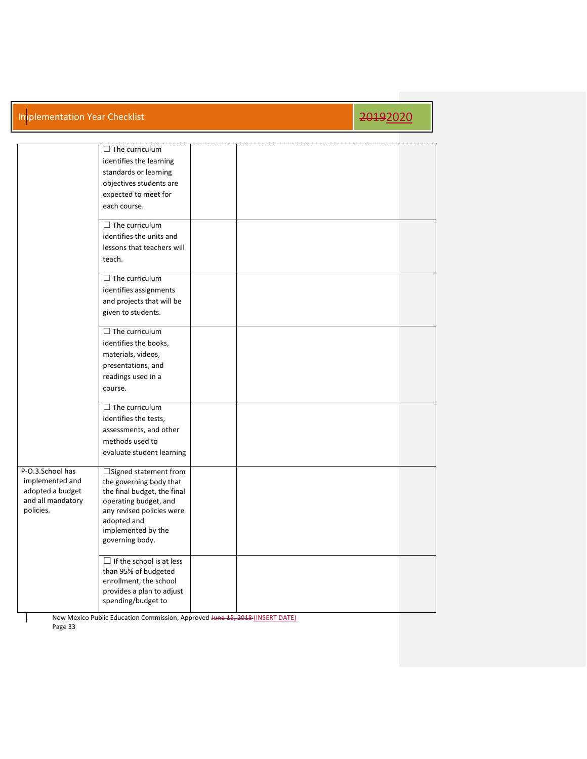| | | | |
|---|---|---|---|
| | ☐ The curriculum identifies the learning standards or learning objectives students are expected to meet for each course. | | |
| | ☐ The curriculum identifies the units and lessons that teachers will teach. | | |
| | ☐ The curriculum identifies assignments and projects that will be given to students. | | |
| | ☐ The curriculum identifies the books, materials, videos, presentations, and readings used in a course. | | |
| | ☐ The curriculum identifies the tests, assessments, and other methods used to evaluate student learning | | |
| P-O.3.School has implemented and adopted a budget and all mandatory policies. | ☐Signed statement from the governing body that the final budget, the final operating budget, and any revised policies were adopted and implemented by the governing body. | | |
| | ☐ If the school is at less than 95% of budgeted enrollment, the school provides a plan to adjust spending/budget to | | |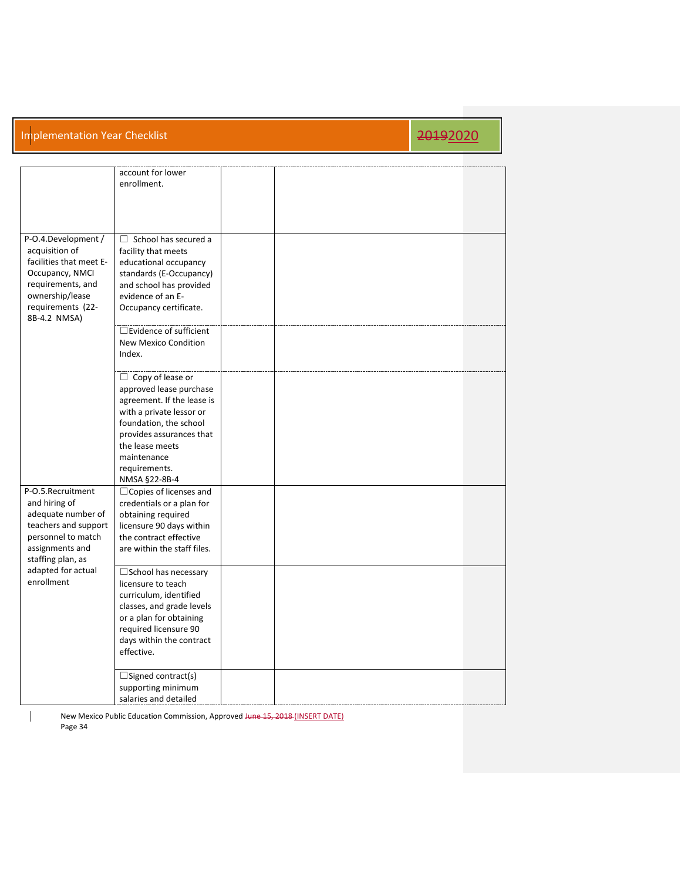| | | | |
|---|---|---|---|
| | account for lower enrollment. | | |
| P-O.4.Development / acquisition of facilities that meet E-Occupancy, NMCI requirements, and ownership/lease requirements (22-8B-4.2 NMSA) | ☐ School has secured a facility that meets educational occupancy standards (E-Occupancy) and school has provided evidence of an E-Occupancy certificate. | | |
| | ☐Evidence of sufficient New Mexico Condition Index. | | |
| | ☐ Copy of lease or approved lease purchase agreement. If the lease is with a private lessor or foundation, the school provides assurances that the lease meets maintenance requirements. NMSA §22-8B-4 | | |
| P-O.5.Recruitment and hiring of adequate number of teachers and support personnel to match assignments and staffing plan, as adapted for actual enrollment | ☐Copies of licenses and credentials or a plan for obtaining required licensure 90 days within the contract effective are within the staff files. | | |
| | ☐School has necessary licensure to teach curriculum, identified classes, and grade levels or a plan for obtaining required licensure 90 days within the contract effective. | | |
| | ☐Signed contract(s) supporting minimum salaries and detailed | | |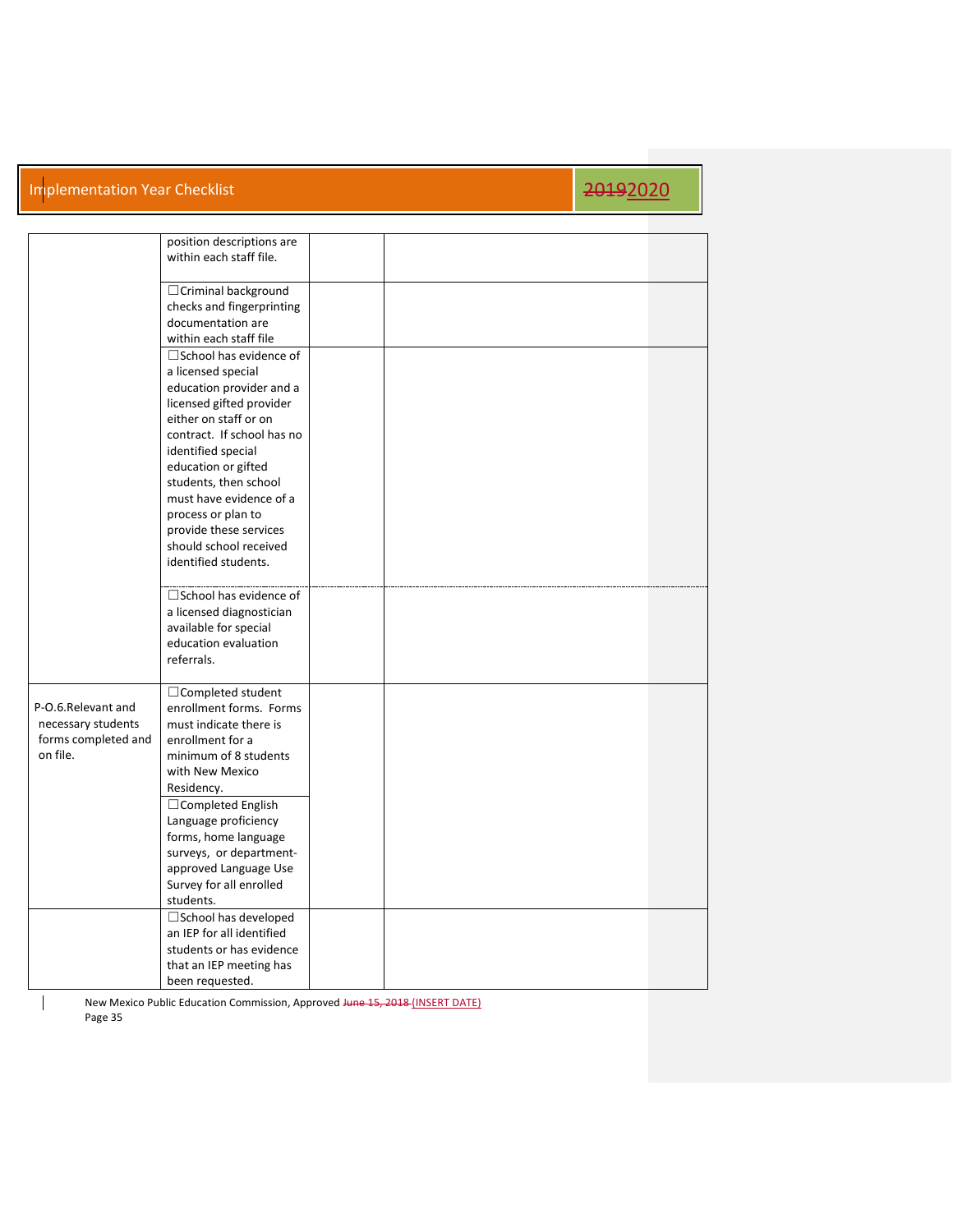| | | | |
|---|---|---|---|
| | position descriptions are within each staff file. | | |
| | ☐Criminal background checks and fingerprinting documentation are within each staff file | | |
| | ☐School has evidence of a licensed special education provider and a licensed gifted provider either on staff or on contract. If school has no identified special education or gifted students, then school must have evidence of a process or plan to provide these services should school received identified students. | | |
| | ☐School has evidence of a licensed diagnostician available for special education evaluation referrals. | | |
| P-O.6.Relevant and necessary students forms completed and on file. | ☐Completed student enrollment forms. Forms must indicate there is enrollment for a minimum of 8 students with New Mexico Residency. | | |
| | ☐Completed English Language proficiency forms, home language surveys, or department-approved Language Use Survey for all enrolled students. | | |
| | ☐School has developed an IEP for all identified students or has evidence that an IEP meeting has been requested. | | |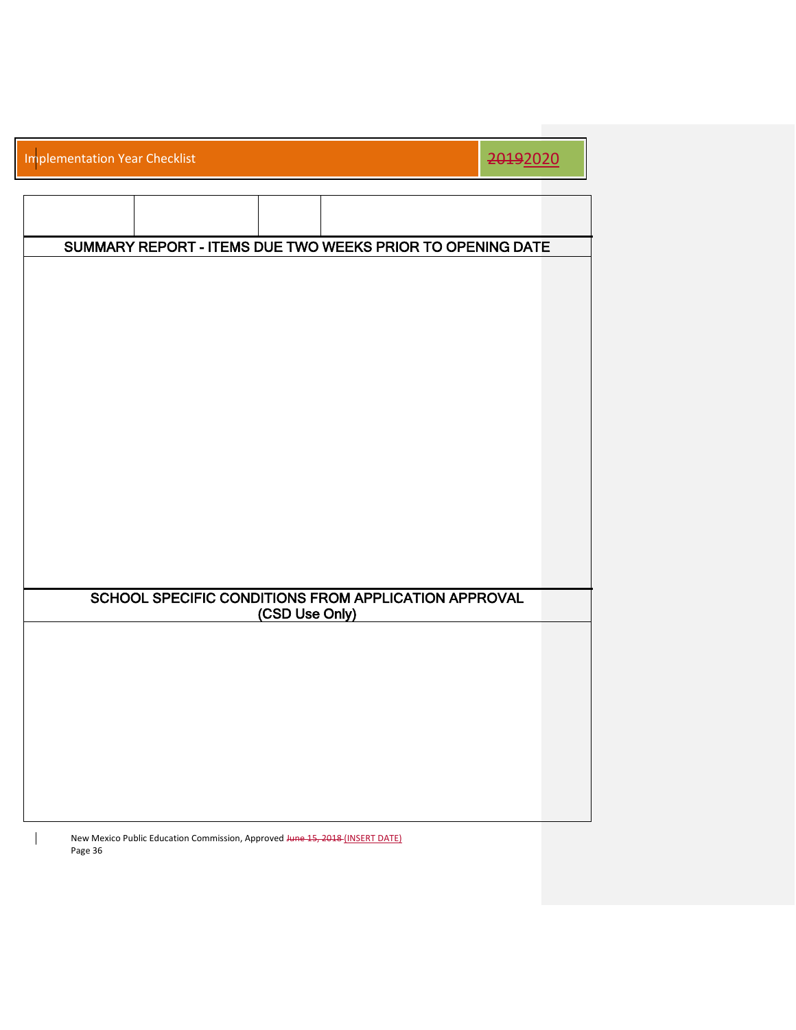| | | | |
|---|---|---|---|
| | | | |

## SUMMARY REPORT - ITEMS DUE TWO WEEKS PRIOR TO OPENING DATE

## SCHOOL SPECIFIC CONDITIONS FROM APPLICATION APPROVAL (CSD Use Only)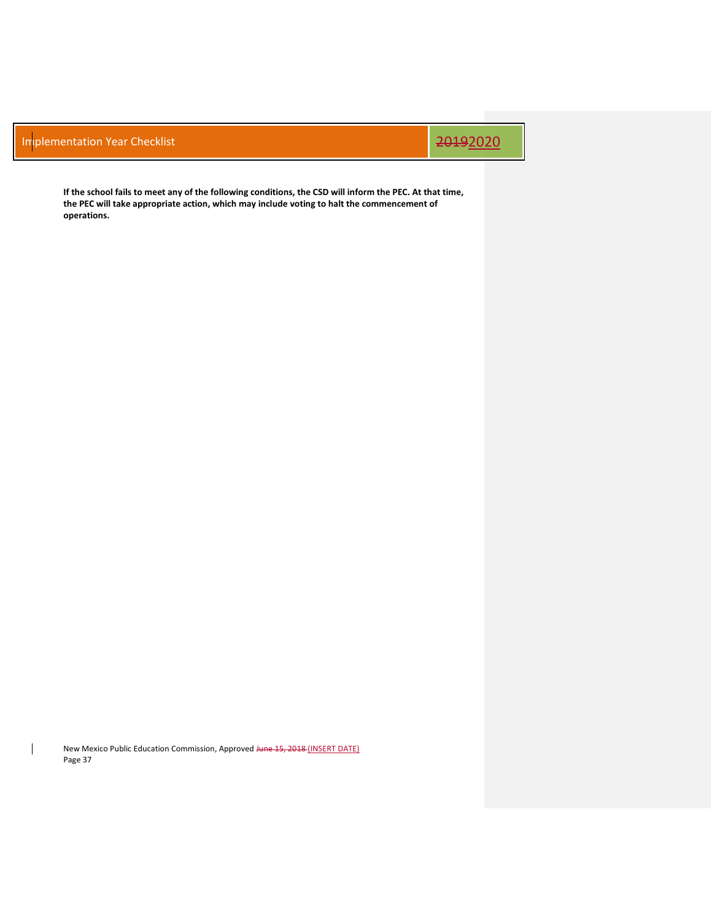**If the school fails to meet any of the following conditions, the CSD will inform the PEC. At that time, the PEC will take appropriate action, which may include voting to halt the commencement of operations.**